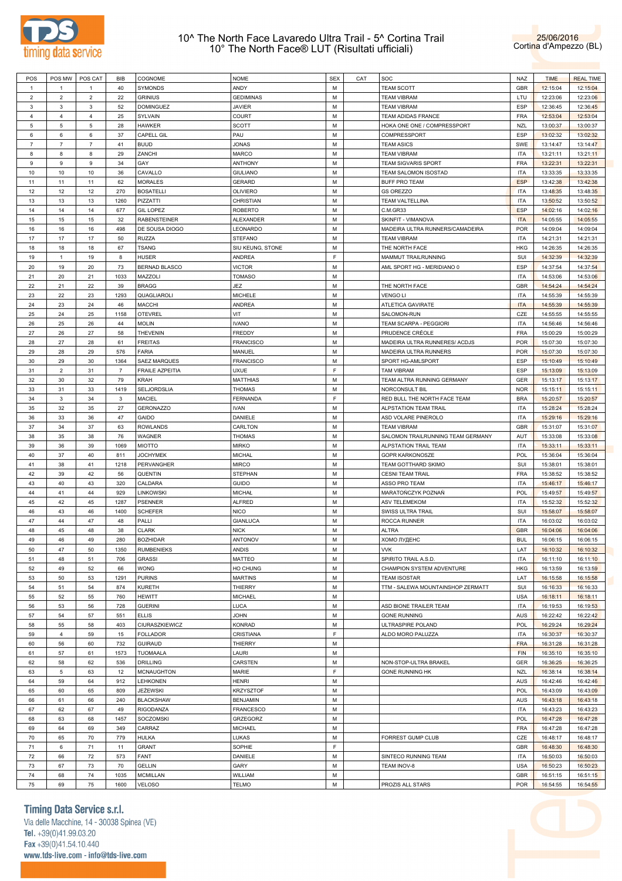# 10^ The North Face Lavaredo Ultra Trail - 5^ Cortina Trail
## 10° The North Face® LUT (Risultati ufficiali)

25/06/2016
Cortina d'Ampezzo (BL)

| POS | POS MW | POS CAT | BIB | COGNOME | NOME | SEX | CAT | SOC | NAZ | TIME | REAL TIME |
|---|---|---|---|---|---|---|---|---|---|---|---|
| 1 | 1 | 1 | 40 | SYMONDS | ANDY | M | | TEAM SCOTT | GBR | 12:15:04 | 12:15:04 |
| 2 | 2 | 2 | 22 | GRINIUS | GEDIMINAS | M | | TEAM VIBRAM | LTU | 12:23:06 | 12:23:06 |
| 3 | 3 | 3 | 52 | DOMINGUEZ | JAVIER | M | | TEAM VIBRAM | ESP | 12:36:45 | 12:36:45 |
| 4 | 4 | 4 | 25 | SYLVAIN | COURT | M | | TEAM ADIDAS FRANCE | FRA | 12:53:04 | 12:53:04 |
| 5 | 5 | 5 | 28 | HAWKER | SCOTT | M | | HOKA ONE ONE / COMPRESSPORT | NZL | 13:00:37 | 13:00:37 |
| 6 | 6 | 6 | 37 | CAPELL GIL | PAU | M | | COMPRESSPORT | ESP | 13:02:32 | 13:02:32 |
| 7 | 7 | 7 | 41 | BUUD | JONAS | M | | TEAM ASICS | SWE | 13:14:47 | 13:14:47 |
| 8 | 8 | 8 | 29 | ZANCHI | MARCO | M | | TEAM VIBRAM | ITA | 13:21:11 | 13:21:11 |
| 9 | 9 | 9 | 34 | GAY | ANTHONY | M | | TEAM SIGVARIS SPORT | FRA | 13:22:31 | 13:22:31 |
| 10 | 10 | 10 | 36 | CAVALLO | GIULIANO | M | | TEAM SALOMON ISOSTAD | ITA | 13:33:35 | 13:33:35 |
| 11 | 11 | 11 | 62 | MORALES | GERARD | M | | BUFF PRO TEAM | ESP | 13:42:38 | 13:42:38 |
| 12 | 12 | 12 | 270 | BOSATELLI | OLIVIERO | M | | GS OREZZO | ITA | 13:48:35 | 13:48:35 |
| 13 | 13 | 13 | 1260 | PIZZATTI | CHRISTIAN | M | | TEAM VALTELLINA | ITA | 13:50:52 | 13:50:52 |
| 14 | 14 | 14 | 677 | GIL LOPEZ | ROBERTO | M | | C.M.GR33 | ESP | 14:02:16 | 14:02:16 |
| 15 | 15 | 15 | 32 | RABENSTEINER | ALEXANDER | M | | SKINFIT - VIMANOVA | ITA | 14:05:55 | 14:05:55 |
| 16 | 16 | 16 | 498 | DE SOUSA DIOGO | LEONARDO | M | | MADEIRA ULTRA RUNNERS/CAMADEIRA | POR | 14:09:04 | 14:09:04 |
| 17 | 17 | 17 | 50 | RUZZA | STEFANO | M | | TEAM VIBRAM | ITA | 14:21:31 | 14:21:31 |
| 18 | 18 | 18 | 67 | TSANG | SIU KEUNG, STONE | M | | THE NORTH FACE | HKG | 14:26:35 | 14:26:35 |
| 19 | 1 | 19 | 8 | HUSER | ANDREA | F | | MAMMUT TRAILRUNNING | SUI | 14:32:39 | 14:32:39 |
| 20 | 19 | 20 | 73 | BERNAD BLASCO | VICTOR | M | | AML SPORT HG - MERIDIANO 0 | ESP | 14:37:54 | 14:37:54 |
| 21 | 20 | 21 | 1033 | MAZZOLI | TOMASO | M | | | ITA | 14:53:06 | 14:53:06 |
| 22 | 21 | 22 | 39 | BRAGG | JEZ | M | | THE NORTH FACE | GBR | 14:54:24 | 14:54:24 |
| 23 | 22 | 23 | 1293 | QUAGLIAROLI | MICHELE | M | | VENGO LI | ITA | 14:55:39 | 14:55:39 |
| 24 | 23 | 24 | 46 | MACCHI | ANDREA | M | | ATLETICA GAVIRATE | ITA | 14:55:39 | 14:55:39 |
| 25 | 24 | 25 | 1158 | OTEVREL | VIT | M | | SALOMON-RUN | CZE | 14:55:55 | 14:55:55 |
| 26 | 25 | 26 | 44 | MOLIN | IVANO | M | | TEAM SCARPA - PEGGIORI | ITA | 14:56:46 | 14:56:46 |
| 27 | 26 | 27 | 58 | THEVENIN | FREDDY | M | | PRUDENCE CRÉOLE | FRA | 15:00:29 | 15:00:29 |
| 28 | 27 | 28 | 61 | FREITAS | FRANCISCO | M | | MADEIRA ULTRA RUNNERES/ ACDJS | POR | 15:07:30 | 15:07:30 |
| 29 | 28 | 29 | 576 | FARIA | MANUEL | M | | MADEIRA ULTRA RUNNERS | POR | 15:07:30 | 15:07:30 |
| 30 | 29 | 30 | 1364 | SAEZ MARQUES | FRANCISCO | M | | SPORT HG-AMLSPORT | ESP | 15:10:49 | 15:10:49 |
| 31 | 2 | 31 | 7 | FRAILE AZPEITIA | UXUE | F | | TAM VIBRAM | ESP | 15:13:09 | 15:13:09 |
| 32 | 30 | 32 | 79 | KRAH | MATTHIAS | M | | TEAM ALTRA RUNNING GERMANY | GER | 15:13:17 | 15:13:17 |
| 33 | 31 | 33 | 1419 | SELJORDSLIA | THOMAS | M | | NORCONSULT BIL | NOR | 15:15:11 | 15:15:11 |
| 34 | 3 | 34 | 3 | MACIEL | FERNANDA | F | | RED BULL THE NORTH FACE TEAM | BRA | 15:20:57 | 15:20:57 |
| 35 | 32 | 35 | 27 | GERONAZZO | IVAN | M | | ALPSTATION TEAM TRAIL | ITA | 15:28:24 | 15:28:24 |
| 36 | 33 | 36 | 47 | GAIDO | DANIELE | M | | ASD VOLARE PINEROLO | ITA | 15:29:16 | 15:29:16 |
| 37 | 34 | 37 | 63 | ROWLANDS | CARLTON | M | | TEAM VIBRAM | GBR | 15:31:07 | 15:31:07 |
| 38 | 35 | 38 | 76 | WAGNER | THOMAS | M | | SALOMON TRAILRUNNING TEAM GERMANY | AUT | 15:33:08 | 15:33:08 |
| 39 | 36 | 39 | 1069 | MIOTTO | MIRKO | M | | ALPSTATION TRAIL TEAM | ITA | 15:33:11 | 15:33:11 |
| 40 | 37 | 40 | 811 | JOCHYMEK | MICHAL | M | | GOPR KARKONOSZE | POL | 15:36:04 | 15:36:04 |
| 41 | 38 | 41 | 1218 | PERVANGHER | MIRCO | M | | TEAM GOTTHARD SKIMO | SUI | 15:38:01 | 15:38:01 |
| 42 | 39 | 42 | 56 | QUENTIN | STEPHAN | M | | CESNI TEAM TRAIL | FRA | 15:38:52 | 15:38:52 |
| 43 | 40 | 43 | 320 | CALDARA | GUIDO | M | | ASSO PRO TEAM | ITA | 15:46:17 | 15:46:17 |
| 44 | 41 | 44 | 929 | LINKOWSKI | MICHAŁ | M | | MARATOŃCZYK POZNAŃ | POL | 15:49:57 | 15:49:57 |
| 45 | 42 | 45 | 1287 | PSENNER | ALFRED | M | | ASV TELEMEKOM | ITA | 15:52:32 | 15:52:32 |
| 46 | 43 | 46 | 1400 | SCHEFER | NICO | M | | SWISS ULTRA TRAIL | SUI | 15:58:07 | 15:58:07 |
| 47 | 44 | 47 | 48 | PALLI | GIANLUCA | M | | ROCCA RUNNER | ITA | 16:03:02 | 16:03:02 |
| 48 | 45 | 48 | 38 | CLARK | NICK | M | | ALTRA | GBR | 16:04:06 | 16:04:06 |
| 49 | 46 | 49 | 280 | BOZHIDAR | ANTONOV | M | | ХОМО ЛУДЕНС | BUL | 16:06:15 | 16:06:15 |
| 50 | 47 | 50 | 1350 | RUMBENIEKS | ANDIS | M | | VVK | LAT | 16:10:32 | 16:10:32 |
| 51 | 48 | 51 | 706 | GRASSI | MATTEO | M | | SPIRITO TRAIL A.S.D. | ITA | 16:11:10 | 16:11:10 |
| 52 | 49 | 52 | 66 | WONG | HO CHUNG | M | | CHAMPION SYSTEM ADVENTURE | HKG | 16:13:59 | 16:13:59 |
| 53 | 50 | 53 | 1291 | PURINS | MARTINS | M | | TEAM ISOSTAR | LAT | 16:15:58 | 16:15:58 |
| 54 | 51 | 54 | 874 | KURETH | THIERRY | M | | TTM - SALEWA MOUNTAINSHOP ZERMATT | SUI | 16:16:33 | 16:16:33 |
| 55 | 52 | 55 | 760 | HEWITT | MICHAEL | M | | | USA | 16:18:11 | 16:18:11 |
| 56 | 53 | 56 | 728 | GUERINI | LUCA | M | | ASD BIONE TRAILER TEAM | ITA | 16:19:53 | 16:19:53 |
| 57 | 54 | 57 | 551 | ELLIS | JOHN | M | | GONE RUNNING | AUS | 16:22:42 | 16:22:42 |
| 58 | 55 | 58 | 403 | CIURASZKIEWICZ | KONRAD | M | | ULTRASPIRE POLAND | POL | 16:29:24 | 16:29:24 |
| 59 | 4 | 59 | 15 | FOLLADOR | CRISTIANA | F | | ALDO MORO PALUZZA | ITA | 16:30:37 | 16:30:37 |
| 60 | 56 | 60 | 732 | GUIRAUD | THIERRY | M | | | FRA | 16:31:28 | 16:31:28 |
| 61 | 57 | 61 | 1573 | TUOMAALA | LAURI | M | | | FIN | 16:35:10 | 16:35:10 |
| 62 | 58 | 62 | 536 | DRILLING | CARSTEN | M | | NON-STOP-ULTRA BRAKEL | GER | 16:36:25 | 16:36:25 |
| 63 | 5 | 63 | 12 | MCNAUGHTON | MARIE | F | | GONE RUNNING HK | NZL | 16:38:14 | 16:38:14 |
| 64 | 59 | 64 | 912 | LEHKONEN | HENRI | M | | | AUS | 16:42:46 | 16:42:46 |
| 65 | 60 | 65 | 809 | JEŻEWSKI | KRZYSZTOF | M | | | POL | 16:43:09 | 16:43:09 |
| 66 | 61 | 66 | 240 | BLACKSHAW | BENJAMIN | M | | | AUS | 16:43:18 | 16:43:18 |
| 67 | 62 | 67 | 49 | RIGODANZA | FRANCESCO | M | | | ITA | 16:43:23 | 16:43:23 |
| 68 | 63 | 68 | 1457 | SOCZOMSKI | GRZEGORZ | M | | | POL | 16:47:28 | 16:47:28 |
| 69 | 64 | 69 | 349 | CARRAZ | MICHAEL | M | | | FRA | 16:47:28 | 16:47:28 |
| 70 | 65 | 70 | 779 | HULKA | LUKAS | M | | FORREST GUMP CLUB | CZE | 16:48:17 | 16:48:17 |
| 71 | 6 | 71 | 11 | GRANT | SOPHIE | F | | | GBR | 16:48:30 | 16:48:30 |
| 72 | 66 | 72 | 573 | FANT | DANIELE | M | | SINTECO RUNNING TEAM | ITA | 16:50:03 | 16:50:03 |
| 73 | 67 | 73 | 70 | GELLIN | GARY | M | | TEAM INOV-8 | USA | 16:50:23 | 16:50:23 |
| 74 | 68 | 74 | 1035 | MCMILLAN | WILLIAM | M | | | GBR | 16:51:15 | 16:51:15 |
| 75 | 69 | 75 | 1600 | VELOSO | TELMO | M | | PROZIS ALL STARS | POR | 16:54:55 | 16:54:55 |

**Timing Data Service s.r.l.**
Via delle Macchine, 14 - 30038 Spinea (VE)
Tel. +39(0)41.99.03.20
Fax +39(0)41.54.10.440
www.tds-live.com - info@tds-live.com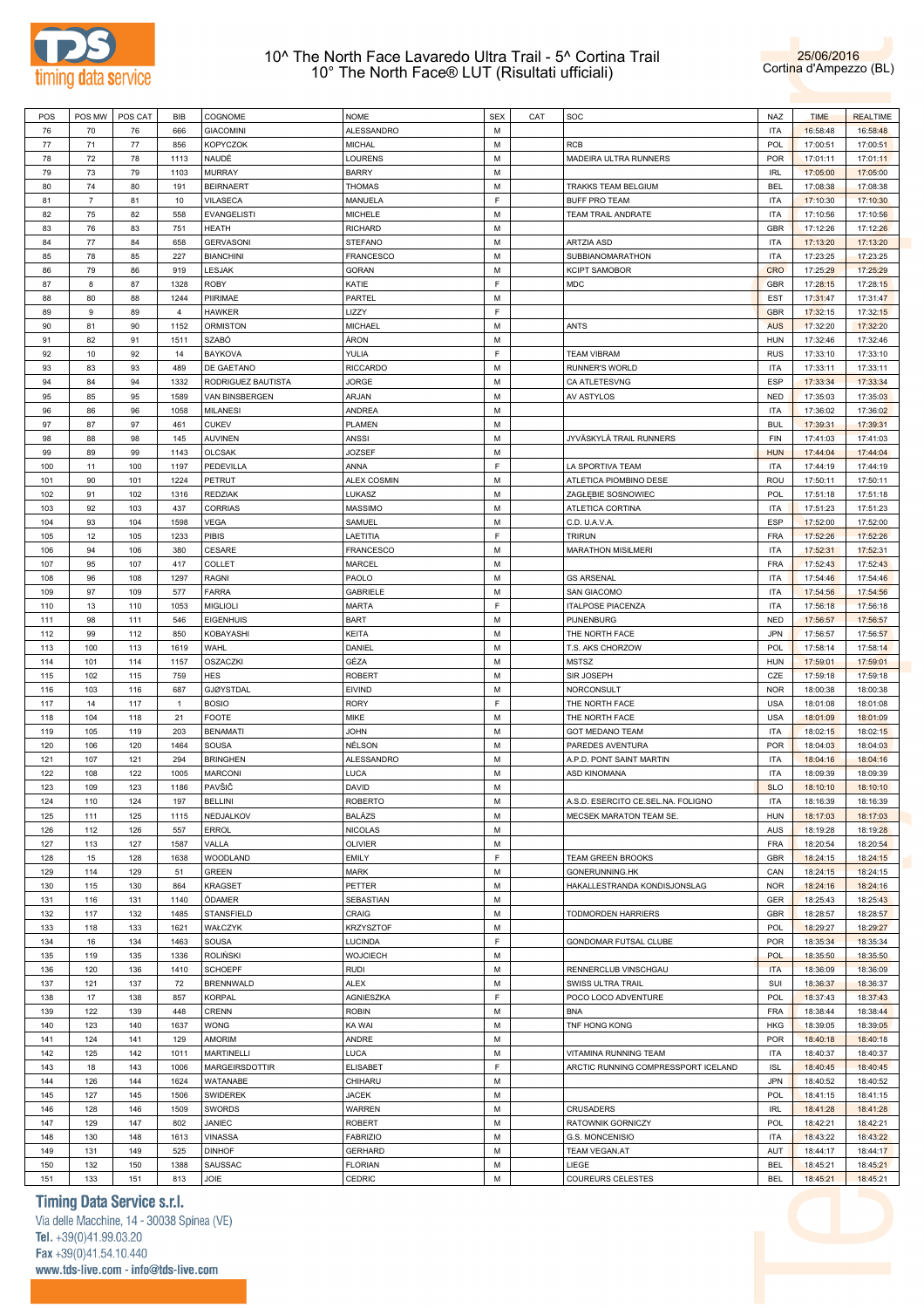# 10^ The North Face Lavaredo Ultra Trail - 5^ Cortina Trail
## 10° The North Face® LUT (Risultati ufficiali)

25/06/2016
Cortina d'Ampezzo (BL)

| POS | POS MW | POS CAT | BIB | COGNOME | NOME | SEX | CAT | SOC | NAZ | TIME | REALTIME |
|---|---|---|---|---|---|---|---|---|---|---|---|
| 76 | 70 | 76 | 666 | GIACOMINI | ALESSANDRO | M | | | ITA | 16:58:48 | 16:58:48 |
| 77 | 71 | 77 | 856 | KOPYCZOK | MICHAL | M | | RCB | POL | 17:00:51 | 17:00:51 |
| 78 | 72 | 78 | 1113 | NAUDÉ | LOURENS | M | | MADEIRA ULTRA RUNNERS | POR | 17:01:11 | 17:01:11 |
| 79 | 73 | 79 | 1103 | MURRAY | BARRY | M | | | IRL | 17:05:00 | 17:05:00 |
| 80 | 74 | 80 | 191 | BEIRNAERT | THOMAS | M | | TRAKKS TEAM BELGIUM | BEL | 17:08:38 | 17:08:38 |
| 81 | 7 | 81 | 10 | VILASECA | MANUELA | F | | BUFF PRO TEAM | ITA | 17:10:30 | 17:10:30 |
| 82 | 75 | 82 | 558 | EVANGELISTI | MICHELE | M | | TEAM TRAIL ANDRATE | ITA | 17:10:56 | 17:10:56 |
| 83 | 76 | 83 | 751 | HEATH | RICHARD | M | | | GBR | 17:12:26 | 17:12:26 |
| 84 | 77 | 84 | 658 | GERVASONI | STEFANO | M | | ARTZIA ASD | ITA | 17:13:20 | 17:13:20 |
| 85 | 78 | 85 | 227 | BIANCHINI | FRANCESCO | M | | SUBBIANOMARATHON | ITA | 17:23:25 | 17:23:25 |
| 86 | 79 | 86 | 919 | LESJAK | GORAN | M | | KCIPT SAMOBOR | CRO | 17:25:29 | 17:25:29 |
| 87 | 8 | 87 | 1328 | ROBY | KATIE | F | | MDC | GBR | 17:28:15 | 17:28:15 |
| 88 | 80 | 88 | 1244 | PIIRIMAE | PARTEL | M | | | EST | 17:31:47 | 17:31:47 |
| 89 | 9 | 89 | 4 | HAWKER | LIZZY | F | | | GBR | 17:32:15 | 17:32:15 |
| 90 | 81 | 90 | 1152 | ORMISTON | MICHAEL | M | | ANTS | AUS | 17:32:20 | 17:32:20 |
| 91 | 82 | 91 | 1511 | SZABÓ | ÁRON | M | | | HUN | 17:32:46 | 17:32:46 |
| 92 | 10 | 92 | 14 | BAYKOVA | YULIA | F | | TEAM VIBRAM | RUS | 17:33:10 | 17:33:10 |
| 93 | 83 | 93 | 489 | DE GAETANO | RICCARDO | M | | RUNNER'S WORLD | ITA | 17:33:11 | 17:33:11 |
| 94 | 84 | 94 | 1332 | RODRIGUEZ BAUTISTA | JORGE | M | | CA ATLETESVNG | ESP | 17:33:34 | 17:33:34 |
| 95 | 85 | 95 | 1589 | VAN BINSBERGEN | ARJAN | M | | AV ASTYLOS | NED | 17:35:03 | 17:35:03 |
| 96 | 86 | 96 | 1058 | MILANESI | ANDREA | M | | | ITA | 17:36:02 | 17:36:02 |
| 97 | 87 | 97 | 461 | CUKEV | PLAMEN | M | | | BUL | 17:39:31 | 17:39:31 |
| 98 | 88 | 98 | 145 | AUVINEN | ANSSI | M | | JYVÄSKYLÄ TRAIL RUNNERS | FIN | 17:41:03 | 17:41:03 |
| 99 | 89 | 99 | 1143 | OLCSAK | JOZSEF | M | | | HUN | 17:44:04 | 17:44:04 |
| 100 | 11 | 100 | 1197 | PEDEVILLA | ANNA | F | | LA SPORTIVA TEAM | ITA | 17:44:19 | 17:44:19 |
| 101 | 90 | 101 | 1224 | PETRUT | ALEX COSMIN | M | | ATLETICA PIOMBINO DESE | ROU | 17:50:11 | 17:50:11 |
| 102 | 91 | 102 | 1316 | REDZIAK | LUKASZ | M | | ZAGŁĘBIE SOSNOWIEC | POL | 17:51:18 | 17:51:18 |
| 103 | 92 | 103 | 437 | CORRIAS | MASSIMO | M | | ATLETICA CORTINA | ITA | 17:51:23 | 17:51:23 |
| 104 | 93 | 104 | 1598 | VEGA | SAMUEL | M | | C.D. U.A.V.A. | ESP | 17:52:00 | 17:52:00 |
| 105 | 12 | 105 | 1233 | PIBIS | LAETITIA | F | | TRIRUN | FRA | 17:52:26 | 17:52:26 |
| 106 | 94 | 106 | 380 | CESARE | FRANCESCO | M | | MARATHON MISILMERI | ITA | 17:52:31 | 17:52:31 |
| 107 | 95 | 107 | 417 | COLLET | MARCEL | M | | | FRA | 17:52:43 | 17:52:43 |
| 108 | 96 | 108 | 1297 | RAGNI | PAOLO | M | | GS ARSENAL | ITA | 17:54:46 | 17:54:46 |
| 109 | 97 | 109 | 577 | FARRA | GABRIELE | M | | SAN GIACOMO | ITA | 17:54:56 | 17:54:56 |
| 110 | 13 | 110 | 1053 | MIGLIOLI | MARTA | F | | ITALPOSE PIACENZA | ITA | 17:56:18 | 17:56:18 |
| 111 | 98 | 111 | 546 | EIGENHUIS | BART | M | | PIJNENBURG | NED | 17:56:57 | 17:56:57 |
| 112 | 99 | 112 | 850 | KOBAYASHI | KEITA | M | | THE NORTH FACE | JPN | 17:56:57 | 17:56:57 |
| 113 | 100 | 113 | 1619 | WAHL | DANIEL | M | | T.S. AKS CHORZOW | POL | 17:58:14 | 17:58:14 |
| 114 | 101 | 114 | 1157 | OSZACZKI | GÉZA | M | | MSTSZ | HUN | 17:59:01 | 17:59:01 |
| 115 | 102 | 115 | 759 | HES | ROBERT | M | | SIR JOSEPH | CZE | 17:59:18 | 17:59:18 |
| 116 | 103 | 116 | 687 | GJØYSTDAL | EIVIND | M | | NORCONSULT | NOR | 18:00:38 | 18:00:38 |
| 117 | 14 | 117 | 1 | BOSIO | RORY | F | | THE NORTH FACE | USA | 18:01:08 | 18:01:08 |
| 118 | 104 | 118 | 21 | FOOTE | MIKE | M | | THE NORTH FACE | USA | 18:01:09 | 18:01:09 |
| 119 | 105 | 119 | 203 | BENAMATI | JOHN | M | | GOT MEDANO TEAM | ITA | 18:02:15 | 18:02:15 |
| 120 | 106 | 120 | 1464 | SOUSA | NÉLSON | M | | PAREDES AVENTURA | POR | 18:04:03 | 18:04:03 |
| 121 | 107 | 121 | 294 | BRINGHEN | ALESSANDRO | M | | A.P.D. PONT SAINT MARTIN | ITA | 18:04:16 | 18:04:16 |
| 122 | 108 | 122 | 1005 | MARCONI | LUCA | M | | ASD KINOMANA | ITA | 18:09:39 | 18:09:39 |
| 123 | 109 | 123 | 1186 | PAVŠIČ | DAVID | M | | | SLO | 18:10:10 | 18:10:10 |
| 124 | 110 | 124 | 197 | BELLINI | ROBERTO | M | | A.S.D. ESERCITO CE.SEL.NA. FOLIGNO | ITA | 18:16:39 | 18:16:39 |
| 125 | 111 | 125 | 1115 | NEDJALKOV | BALÁZS | M | | MECSEK MARATON TEAM SE. | HUN | 18:17:03 | 18:17:03 |
| 126 | 112 | 126 | 557 | ERROL | NICOLAS | M | | | AUS | 18:19:28 | 18:19:28 |
| 127 | 113 | 127 | 1587 | VALLA | OLIVIER | M | | | FRA | 18:20:54 | 18:20:54 |
| 128 | 15 | 128 | 1638 | WOODLAND | EMILY | F | | TEAM GREEN BROOKS | GBR | 18:24:15 | 18:24:15 |
| 129 | 114 | 129 | 51 | GREEN | MARK | M | | GONERUNNING.HK | CAN | 18:24:15 | 18:24:15 |
| 130 | 115 | 130 | 864 | KRAGSET | PETTER | M | | HAKALLESTRANDA KONDISJONSLAG | NOR | 18:24:16 | 18:24:16 |
| 131 | 116 | 131 | 1140 | ÖDAMER | SEBASTIAN | M | | | GER | 18:25:43 | 18:25:43 |
| 132 | 117 | 132 | 1485 | STANSFIELD | CRAIG | M | | TODMORDEN HARRIERS | GBR | 18:28:57 | 18:28:57 |
| 133 | 118 | 133 | 1621 | WAŁCZYK | KRZYSZTOF | M | | | POL | 18:29:27 | 18:29:27 |
| 134 | 16 | 134 | 1463 | SOUSA | LUCINDA | F | | GONDOMAR FUTSAL CLUBE | POR | 18:35:34 | 18:35:34 |
| 135 | 119 | 135 | 1336 | ROLIŃSKI | WOJCIECH | M | | | POL | 18:35:50 | 18:35:50 |
| 136 | 120 | 136 | 1410 | SCHOEPF | RUDI | M | | RENNERCLUB VINSCHGAU | ITA | 18:36:09 | 18:36:09 |
| 137 | 121 | 137 | 72 | BRENNWALD | ALEX | M | | SWISS ULTRA TRAIL | SUI | 18:36:37 | 18:36:37 |
| 138 | 17 | 138 | 857 | KORPAL | AGNIESZKA | F | | POCO LOCO ADVENTURE | POL | 18:37:43 | 18:37:43 |
| 139 | 122 | 139 | 448 | CRENN | ROBIN | M | | BNA | FRA | 18:38:44 | 18:38:44 |
| 140 | 123 | 140 | 1637 | WONG | KA WAI | M | | TNF HONG KONG | HKG | 18:39:05 | 18:39:05 |
| 141 | 124 | 141 | 129 | AMORIM | ANDRE | M | | | POR | 18:40:18 | 18:40:18 |
| 142 | 125 | 142 | 1011 | MARTINELLI | LUCA | M | | VITAMINA RUNNING TEAM | ITA | 18:40:37 | 18:40:37 |
| 143 | 18 | 143 | 1006 | MARGEIRSDOTTIR | ELISABET | F | | ARCTIC RUNNING COMPRESSPORT ICELAND | ISL | 18:40:45 | 18:40:45 |
| 144 | 126 | 144 | 1624 | WATANABE | CHIHARU | M | | | JPN | 18:40:52 | 18:40:52 |
| 145 | 127 | 145 | 1506 | SWIDEREK | JACEK | M | | | POL | 18:41:15 | 18:41:15 |
| 146 | 128 | 146 | 1509 | SWORDS | WARREN | M | | CRUSADERS | IRL | 18:41:28 | 18:41:28 |
| 147 | 129 | 147 | 802 | JANIEC | ROBERT | M | | RATOWNIK GORNICZY | POL | 18:42:21 | 18:42:21 |
| 148 | 130 | 148 | 1613 | VINASSA | FABRIZIO | M | | G.S. MONCENISIO | ITA | 18:43:22 | 18:43:22 |
| 149 | 131 | 149 | 525 | DINHOF | GERHARD | M | | TEAM VEGAN.AT | AUT | 18:44:17 | 18:44:17 |
| 150 | 132 | 150 | 1388 | SAUSSAC | FLORIAN | M | | LIEGE | BEL | 18:45:21 | 18:45:21 |
| 151 | 133 | 151 | 813 | JOIE | CEDRIC | M | | COUREURS CELESTES | BEL | 18:45:21 | 18:45:21 |

**Timing Data Service s.r.l.**
Via delle Macchine, 14 - 30038 Spinea (VE)
Tel. +39(0)41.99.03.20
Fax +39(0)41.54.10.440
www.tds-live.com - info@tds-live.com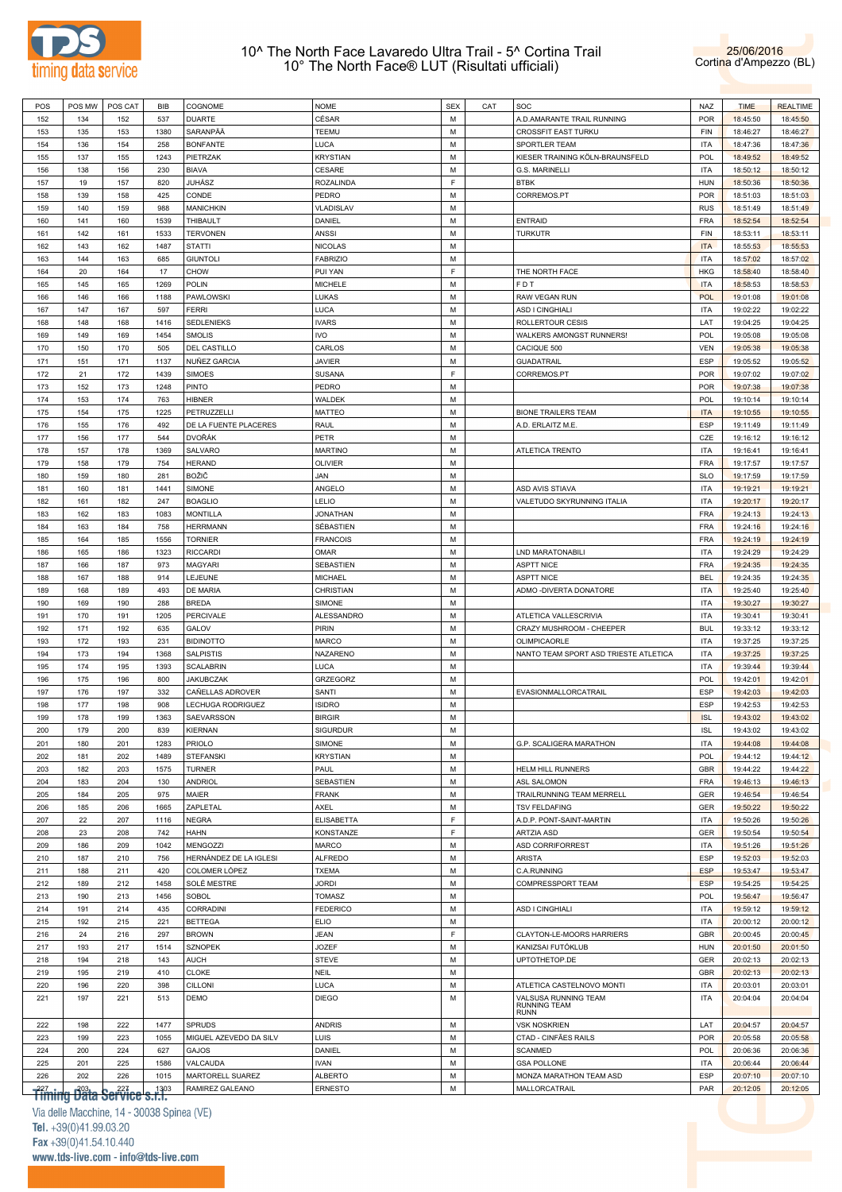# 10^ The North Face Lavaredo Ultra Trail - 5^ Cortina Trail
# 10° The North Face® LUT (Risultati ufficiali)

25/06/2016
Cortina d'Ampezzo (BL)

| POS | POS MW | POS CAT | BIB | COGNOME | NOME | SEX | CAT | SOC | NAZ | TIME | REALTIME |
|---|---|---|---|---|---|---|---|---|---|---|---|
| 152 | 134 | 152 | 537 | DUARTE | CÉSAR | M | | A.D.AMARANTE TRAIL RUNNING | POR | 18:45:50 | 18:45:50 |
| 153 | 135 | 153 | 1380 | SARANPÄÄ | TEEMU | M | | CROSSFIT EAST TURKU | FIN | 18:46:27 | 18:46:27 |
| 154 | 136 | 154 | 258 | BONFANTE | LUCA | M | | SPORTLER TEAM | ITA | 18:47:36 | 18:47:36 |
| 155 | 137 | 155 | 1243 | PIETRZAK | KRYSTIAN | M | | KIESER TRAINING KÖLN-BRAUNSFELD | POL | 18:49:52 | 18:49:52 |
| 156 | 138 | 156 | 230 | BIAVA | CESARE | M | | G.S. MARINELLI | ITA | 18:50:12 | 18:50:12 |
| 157 | 19 | 157 | 820 | JUHÁSZ | ROZALINDA | F | | BTBK | HUN | 18:50:36 | 18:50:36 |
| 158 | 139 | 158 | 425 | CONDE | PEDRO | M | | CORREMOS.PT | POR | 18:51:03 | 18:51:03 |
| 159 | 140 | 159 | 988 | MANICHKIN | VLADISLAV | M | | | RUS | 18:51:49 | 18:51:49 |
| 160 | 141 | 160 | 1539 | THIBAULT | DANIEL | M | | ENTRAID | FRA | 18:52:54 | 18:52:54 |
| 161 | 142 | 161 | 1533 | TERVONEN | ANSSI | M | | TURKUTR | FIN | 18:53:11 | 18:53:11 |
| 162 | 143 | 162 | 1487 | STATTI | NICOLAS | M | | | ITA | 18:55:53 | 18:55:53 |
| 163 | 144 | 163 | 685 | GIUNTOLI | FABRIZIO | M | | | ITA | 18:57:02 | 18:57:02 |
| 164 | 20 | 164 | 17 | CHOW | PUI YAN | F | | THE NORTH FACE | HKG | 18:58:40 | 18:58:40 |
| 165 | 145 | 165 | 1269 | POLIN | MICHELE | M | | F D T | ITA | 18:58:53 | 18:58:53 |
| 166 | 146 | 166 | 1188 | PAWLOWSKI | LUKAS | M | | RAW VEGAN RUN | POL | 19:01:08 | 19:01:08 |
| 167 | 147 | 167 | 597 | FERRI | LUCA | M | | ASD I CINGHIALI | ITA | 19:02:22 | 19:02:22 |
| 168 | 148 | 168 | 1416 | SEDLENIEKS | IVARS | M | | ROLLERTOUR CESIS | LAT | 19:04:25 | 19:04:25 |
| 169 | 149 | 169 | 1454 | SMOLIS | IVO | M | | WALKERS AMONGST RUNNERS! | POL | 19:05:08 | 19:05:08 |
| 170 | 150 | 170 | 505 | DEL CASTILLO | CARLOS | M | | CACIQUE 500 | VEN | 19:05:38 | 19:05:38 |
| 171 | 151 | 171 | 1137 | NUÑEZ GARCIA | JAVIER | M | | GUADATRAIL | ESP | 19:05:52 | 19:05:52 |
| 172 | 21 | 172 | 1439 | SIMOES | SUSANA | F | | CORREMOS.PT | POR | 19:07:02 | 19:07:02 |
| 173 | 152 | 173 | 1248 | PINTO | PEDRO | M | | | POR | 19:07:38 | 19:07:38 |
| 174 | 153 | 174 | 763 | HIBNER | WALDEK | M | | | POL | 19:10:14 | 19:10:14 |
| 175 | 154 | 175 | 1225 | PETRUZZELLI | MATTEO | M | | BIONE TRAILERS TEAM | ITA | 19:10:55 | 19:10:55 |
| 176 | 155 | 176 | 492 | DE LA FUENTE PLACERES | RAUL | M | | A.D. ERLAITZ M.E. | ESP | 19:11:49 | 19:11:49 |
| 177 | 156 | 177 | 544 | DVOŘÁK | PETR | M | | | CZE | 19:16:12 | 19:16:12 |
| 178 | 157 | 178 | 1369 | SALVARO | MARTINO | M | | ATLETICA TRENTO | ITA | 19:16:41 | 19:16:41 |
| 179 | 158 | 179 | 754 | HERAND | OLIVIER | M | | | FRA | 19:17:57 | 19:17:57 |
| 180 | 159 | 180 | 281 | BOŽIČ | JAN | M | | | SLO | 19:17:59 | 19:17:59 |
| 181 | 160 | 181 | 1441 | SIMONE | ANGELO | M | | ASD AVIS STIAVA | ITA | 19:19:21 | 19:19:21 |
| 182 | 161 | 182 | 247 | BOAGLIO | LELIO | M | | VALETUDO SKYRUNNING ITALIA | ITA | 19:20:17 | 19:20:17 |
| 183 | 162 | 183 | 1083 | MONTILLA | JONATHAN | M | | | FRA | 19:24:13 | 19:24:13 |
| 184 | 163 | 184 | 758 | HERRMANN | SÉBASTIEN | M | | | FRA | 19:24:16 | 19:24:16 |
| 185 | 164 | 185 | 1556 | TORNIER | FRANCOIS | M | | | FRA | 19:24:19 | 19:24:19 |
| 186 | 165 | 186 | 1323 | RICCARDI | OMAR | M | | LND MARATONABILI | ITA | 19:24:29 | 19:24:29 |
| 187 | 166 | 187 | 973 | MAGYARI | SEBASTIEN | M | | ASPTT NICE | FRA | 19:24:35 | 19:24:35 |
| 188 | 167 | 188 | 914 | LEJEUNE | MICHAEL | M | | ASPTT NICE | BEL | 19:24:35 | 19:24:35 |
| 189 | 168 | 189 | 493 | DE MARIA | CHRISTIAN | M | | ADMO -DIVERTA DONATORE | ITA | 19:25:40 | 19:25:40 |
| 190 | 169 | 190 | 288 | BREDA | SIMONE | M | | | ITA | 19:30:27 | 19:30:27 |
| 191 | 170 | 191 | 1205 | PERCIVALE | ALESSANDRO | M | | ATLETICA VALLESCRIVIA | ITA | 19:30:41 | 19:30:41 |
| 192 | 171 | 192 | 635 | GALOV | PIRIN | M | | CRAZY MUSHROOM - CHEEPER | BUL | 19:33:12 | 19:33:12 |
| 193 | 172 | 193 | 231 | BIDINOTTO | MARCO | M | | OLIMPICAORLE | ITA | 19:37:25 | 19:37:25 |
| 194 | 173 | 194 | 1368 | SALPISTIS | NAZARENO | M | | NANTO TEAM SPORT ASD TRIESTE ATLETICA | ITA | 19:37:25 | 19:37:25 |
| 195 | 174 | 195 | 1393 | SCALABRIN | LUCA | M | | | ITA | 19:39:44 | 19:39:44 |
| 196 | 175 | 196 | 800 | JAKUBCZAK | GRZEGORZ | M | | | POL | 19:42:01 | 19:42:01 |
| 197 | 176 | 197 | 332 | CAÑELLAS ADROVER | SANTI | M | | EVASIONMALLORCATRAIL | ESP | 19:42:03 | 19:42:03 |
| 198 | 177 | 198 | 908 | LECHUGA RODRIGUEZ | ISIDRO | M | | | ESP | 19:42:53 | 19:42:53 |
| 199 | 178 | 199 | 1363 | SAEVARSSON | BIRGIR | M | | | ISL | 19:43:02 | 19:43:02 |
| 200 | 179 | 200 | 839 | KIERNAN | SIGURDUR | M | | | ISL | 19:43:02 | 19:43:02 |
| 201 | 180 | 201 | 1283 | PRIOLO | SIMONE | M | | G.P. SCALIGERA MARATHON | ITA | 19:44:08 | 19:44:08 |
| 202 | 181 | 202 | 1489 | STEFANSKI | KRYSTIAN | M | | | POL | 19:44:12 | 19:44:12 |
| 203 | 182 | 203 | 1575 | TURNER | PAUL | M | | HELM HILL RUNNERS | GBR | 19:44:22 | 19:44:22 |
| 204 | 183 | 204 | 130 | ANDRIOL | SEBASTIEN | M | | ASL SALOMON | FRA | 19:46:13 | 19:46:13 |
| 205 | 184 | 205 | 975 | MAIER | FRANK | M | | TRAILRUNNING TEAM MERRELL | GER | 19:46:54 | 19:46:54 |
| 206 | 185 | 206 | 1665 | ZAPLETAL | AXEL | M | | TSV FELDAFING | GER | 19:50:22 | 19:50:22 |
| 207 | 22 | 207 | 1116 | NEGRA | ELISABETTA | F | | A.D.P. PONT-SAINT-MARTIN | ITA | 19:50:26 | 19:50:26 |
| 208 | 23 | 208 | 742 | HAHN | KONSTANZE | F | | ARTZIA ASD | GER | 19:50:54 | 19:50:54 |
| 209 | 186 | 209 | 1042 | MENGOZZI | MARCO | M | | ASD CORRIFORREST | ITA | 19:51:26 | 19:51:26 |
| 210 | 187 | 210 | 756 | HERNÁNDEZ DE LA IGLESI | ALFREDO | M | | ARISTA | ESP | 19:52:03 | 19:52:03 |
| 211 | 188 | 211 | 420 | COLOMER LÒPEZ | TXEMA | M | | C.A.RUNNING | ESP | 19:53:47 | 19:53:47 |
| 212 | 189 | 212 | 1458 | SOLÉ MESTRE | JORDI | M | | COMPRESSPORT TEAM | ESP | 19:54:25 | 19:54:25 |
| 213 | 190 | 213 | 1456 | SOBOL | TOMASZ | M | | | POL | 19:56:47 | 19:56:47 |
| 214 | 191 | 214 | 435 | CORRADINI | FEDERICO | M | | ASD I CINGHIALI | ITA | 19:59:12 | 19:59:12 |
| 215 | 192 | 215 | 221 | BETTEGA | ELIO | M | | | ITA | 20:00:12 | 20:00:12 |
| 216 | 24 | 216 | 297 | BROWN | JEAN | F | | CLAYTON-LE-MOORS HARRIERS | GBR | 20:00:45 | 20:00:45 |
| 217 | 193 | 217 | 1514 | SZNOPEK | JOZEF | M | | KANIZSAI FUTÓKLUB | HUN | 20:01:50 | 20:01:50 |
| 218 | 194 | 218 | 143 | AUCH | STEVE | M | | UPTOTHETOP.DE | GER | 20:02:13 | 20:02:13 |
| 219 | 195 | 219 | 410 | CLOKE | NEIL | M | | | GBR | 20:02:13 | 20:02:13 |
| 220 | 196 | 220 | 398 | CILLONI | LUCA | M | | ATLETICA CASTELNOVO MONTI | ITA | 20:03:01 | 20:03:01 |
| 221 | 197 | 221 | 513 | DEMO | DIEGO | M | | VALSUSA RUNNING TEAM RUNNING TEAM RUNN | ITA | 20:04:04 | 20:04:04 |
| 222 | 198 | 222 | 1477 | SPRUDS | ANDRIS | M | | VSK NOSKRIEN | LAT | 20:04:57 | 20:04:57 |
| 223 | 199 | 223 | 1055 | MIGUEL AZEVEDO DA SILV | LUIS | M | | CTAD - CINFÃES RAILS | POR | 20:05:58 | 20:05:58 |
| 224 | 200 | 224 | 627 | GAJOS | DANIEL | M | | SCANMED | POL | 20:06:36 | 20:06:36 |
| 225 | 201 | 225 | 1586 | VALCAUDA | IVAN | M | | GSA POLLONE | ITA | 20:06:44 | 20:06:44 |
| 226 | 202 | 226 | 1015 | MARTORELL SUAREZ | ALBERTO | M | | MONZA MARATHON TEAM ASD | ESP | 20:07:10 | 20:07:10 |
| 227 | 203 | 227 | 1303 | RAMIREZ GALEANO | ERNESTO | M | | MALLORCATRAIL | PAR | 20:12:05 | 20:12:05 |

Timing Data Service s.r.l.
Via delle Macchine, 14 - 30038 Spinea (VE)
Tel. +39(0)41.99.03.20
Fax +39(0)41.54.10.440
www.tds-live.com - info@tds-live.com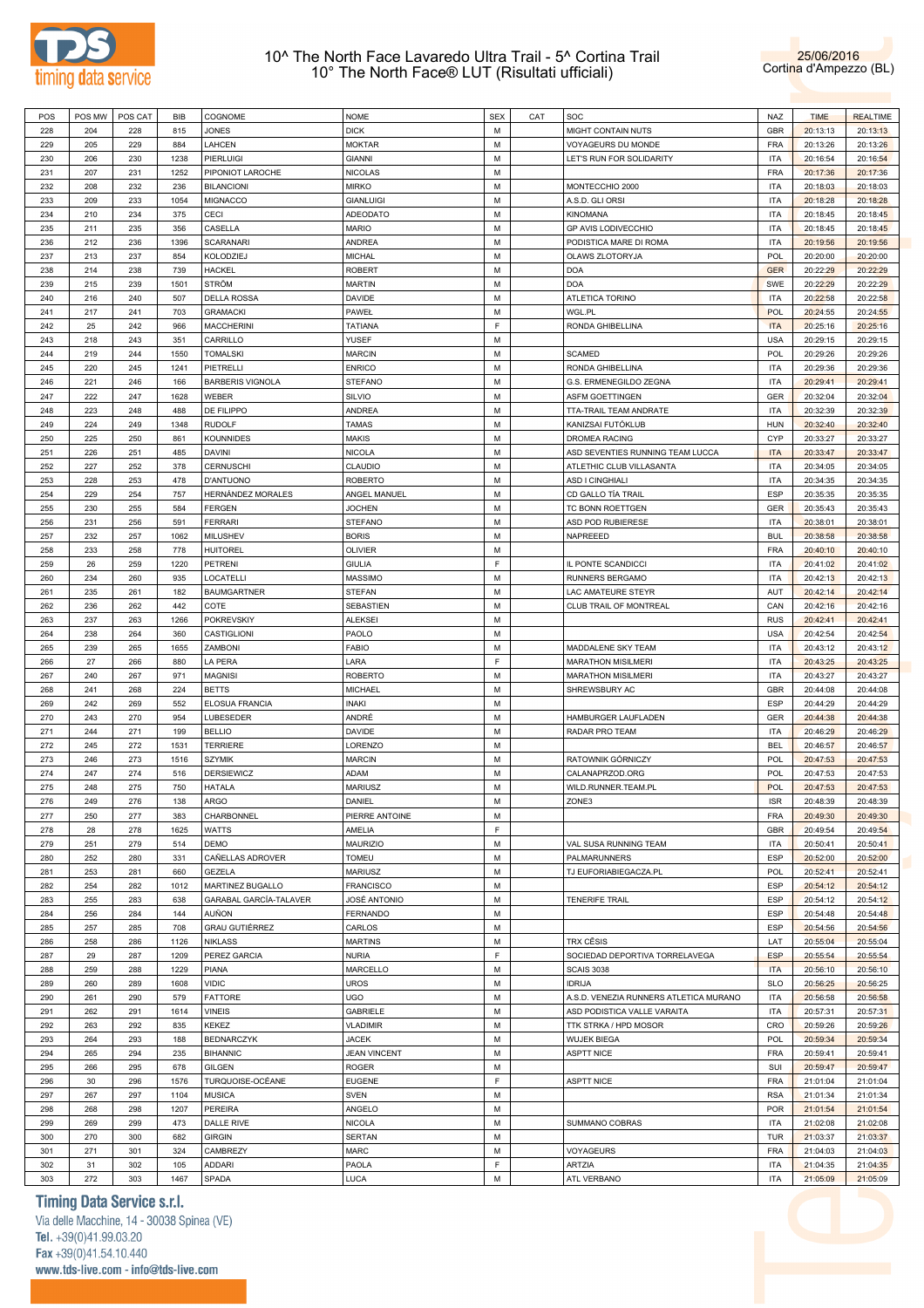# 10^ The North Face Lavaredo Ultra Trail - 5^ Cortina Trail
## 10° The North Face® LUT (Risultati ufficiali)

25/06/2016
Cortina d'Ampezzo (BL)

| POS | POS MW | POS CAT | BIB | COGNOME | NOME | SEX | CAT | SOC | NAZ | TIME | REALTIME |
|---|---|---|---|---|---|---|---|---|---|---|---|
| 228 | 204 | 228 | 815 | JONES | DICK | M | | MIGHT CONTAIN NUTS | GBR | 20:13:13 | 20:13:13 |
| 229 | 205 | 229 | 884 | LAHCEN | MOKTAR | M | | VOYAGEURS DU MONDE | FRA | 20:13:26 | 20:13:26 |
| 230 | 206 | 230 | 1238 | PIERLUIGI | GIANNI | M | | LET'S RUN FOR SOLIDARITY | ITA | 20:16:54 | 20:16:54 |
| 231 | 207 | 231 | 1252 | PIPONIOT LAROCHE | NICOLAS | M | | | FRA | 20:17:36 | 20:17:36 |
| 232 | 208 | 232 | 236 | BILANCIONI | MIRKO | M | | MONTECCHIO 2000 | ITA | 20:18:03 | 20:18:03 |
| 233 | 209 | 233 | 1054 | MIGNACCO | GIANLUIGI | M | | A.S.D. GLI ORSI | ITA | 20:18:28 | 20:18:28 |
| 234 | 210 | 234 | 375 | CECI | ADEODATO | M | | KINOMANA | ITA | 20:18:45 | 20:18:45 |
| 235 | 211 | 235 | 356 | CASELLA | MARIO | M | | GP AVIS LODIVECCHIO | ITA | 20:18:45 | 20:18:45 |
| 236 | 212 | 236 | 1396 | SCARANARI | ANDREA | M | | PODISTICA MARE DI ROMA | ITA | 20:19:56 | 20:19:56 |
| 237 | 213 | 237 | 854 | KOLODZIEJ | MICHAL | M | | OLAWS ZLOTORYJA | POL | 20:20:00 | 20:20:00 |
| 238 | 214 | 238 | 739 | HACKEL | ROBERT | M | | DOA | GER | 20:22:29 | 20:22:29 |
| 239 | 215 | 239 | 1501 | STRÖM | MARTIN | M | | DOA | SWE | 20:22:29 | 20:22:29 |
| 240 | 216 | 240 | 507 | DELLA ROSSA | DAVIDE | M | | ATLETICA TORINO | ITA | 20:22:58 | 20:22:58 |
| 241 | 217 | 241 | 703 | GRAMACKI | PAWEŁ | M | | WGL.PL | POL | 20:24:55 | 20:24:55 |
| 242 | 25 | 242 | 966 | MACCHERINI | TATIANA | F | | RONDA GHIBELLINA | ITA | 20:25:16 | 20:25:16 |
| 243 | 218 | 243 | 351 | CARRILLO | YUSEF | M | | | USA | 20:29:15 | 20:29:15 |
| 244 | 219 | 244 | 1550 | TOMALSKI | MARCIN | M | | SCAMED | POL | 20:29:26 | 20:29:26 |
| 245 | 220 | 245 | 1241 | PIETRELLI | ENRICO | M | | RONDA GHIBELLINA | ITA | 20:29:36 | 20:29:36 |
| 246 | 221 | 246 | 166 | BARBERIS VIGNOLA | STEFANO | M | | G.S. ERMENEGILDO ZEGNA | ITA | 20:29:41 | 20:29:41 |
| 247 | 222 | 247 | 1628 | WEBER | SILVIO | M | | ASFM GOETTINGEN | GER | 20:32:04 | 20:32:04 |
| 248 | 223 | 248 | 488 | DE FILIPPO | ANDREA | M | | TTA-TRAIL TEAM ANDRATE | ITA | 20:32:39 | 20:32:39 |
| 249 | 224 | 249 | 1348 | RUDOLF | TAMAS | M | | KANIZSAI FUTÓKLUB | HUN | 20:32:40 | 20:32:40 |
| 250 | 225 | 250 | 861 | KOUNNIDES | MAKIS | M | | DROMEA RACING | CYP | 20:33:27 | 20:33:27 |
| 251 | 226 | 251 | 485 | DAVINI | NICOLA | M | | ASD SEVENTIES RUNNING TEAM LUCCA | ITA | 20:33:47 | 20:33:47 |
| 252 | 227 | 252 | 378 | CERNUSCHI | CLAUDIO | M | | ATLETHIC CLUB VILLASANTA | ITA | 20:34:05 | 20:34:05 |
| 253 | 228 | 253 | 478 | D'ANTUONO | ROBERTO | M | | ASD I CINGHIALI | ITA | 20:34:35 | 20:34:35 |
| 254 | 229 | 254 | 757 | HERNÁNDEZ MORALES | ANGEL MANUEL | M | | CD GALLO TÍA TRAIL | ESP | 20:35:35 | 20:35:35 |
| 255 | 230 | 255 | 584 | FERGEN | JOCHEN | M | | TC BONN ROETTGEN | GER | 20:35:43 | 20:35:43 |
| 256 | 231 | 256 | 591 | FERRARI | STEFANO | M | | ASD POD RUBIERESE | ITA | 20:38:01 | 20:38:01 |
| 257 | 232 | 257 | 1062 | MILUSHEV | BORIS | M | | NAPREEED | BUL | 20:38:58 | 20:38:58 |
| 258 | 233 | 258 | 778 | HUITOREL | OLIVIER | M | | | FRA | 20:40:10 | 20:40:10 |
| 259 | 26 | 259 | 1220 | PETRENI | GIULIA | F | | IL PONTE SCANDICCI | ITA | 20:41:02 | 20:41:02 |
| 260 | 234 | 260 | 935 | LOCATELLI | MASSIMO | M | | RUNNERS BERGAMO | ITA | 20:42:13 | 20:42:13 |
| 261 | 235 | 261 | 182 | BAUMGARTNER | STEFAN | M | | LAC AMATEURE STEYR | AUT | 20:42:14 | 20:42:14 |
| 262 | 236 | 262 | 442 | COTE | SEBASTIEN | M | | CLUB TRAIL OF MONTREAL | CAN | 20:42:16 | 20:42:16 |
| 263 | 237 | 263 | 1266 | POKREVSKIY | ALEKSEI | M | | | RUS | 20:42:41 | 20:42:41 |
| 264 | 238 | 264 | 360 | CASTIGLIONI | PAOLO | M | | | USA | 20:42:54 | 20:42:54 |
| 265 | 239 | 265 | 1655 | ZAMBONI | FABIO | M | | MADDALENE SKY TEAM | ITA | 20:43:12 | 20:43:12 |
| 266 | 27 | 266 | 880 | LA PERA | LARA | F | | MARATHON MISILMERI | ITA | 20:43:25 | 20:43:25 |
| 267 | 240 | 267 | 971 | MAGNISI | ROBERTO | M | | MARATHON MISILMERI | ITA | 20:43:27 | 20:43:27 |
| 268 | 241 | 268 | 224 | BETTS | MICHAEL | M | | SHREWSBURY AC | GBR | 20:44:08 | 20:44:08 |
| 269 | 242 | 269 | 552 | ELOSUA FRANCIA | INAKI | M | | | ESP | 20:44:29 | 20:44:29 |
| 270 | 243 | 270 | 954 | LUBESEDER | ANDRÉ | M | | HAMBURGER LAUFLADEN | GER | 20:44:38 | 20:44:38 |
| 271 | 244 | 271 | 199 | BELLIO | DAVIDE | M | | RADAR PRO TEAM | ITA | 20:46:29 | 20:46:29 |
| 272 | 245 | 272 | 1531 | TERRIERE | LORENZO | M | | | BEL | 20:46:57 | 20:46:57 |
| 273 | 246 | 273 | 1516 | SZYMIK | MARCIN | M | | RATOWNIK GÓRNICZY | POL | 20:47:53 | 20:47:53 |
| 274 | 247 | 274 | 516 | DERSIEWICZ | ADAM | M | | CALANAPRZOD.ORG | POL | 20:47:53 | 20:47:53 |
| 275 | 248 | 275 | 750 | HATALA | MARIUSZ | M | | WILD.RUNNER.TEAM.PL | POL | 20:47:53 | 20:47:53 |
| 276 | 249 | 276 | 138 | ARGO | DANIEL | M | | ZONE3 | ISR | 20:48:39 | 20:48:39 |
| 277 | 250 | 277 | 383 | CHARBONNEL | PIERRE ANTOINE | M | | | FRA | 20:49:30 | 20:49:30 |
| 278 | 28 | 278 | 1625 | WATTS | AMELIA | F | | | GBR | 20:49:54 | 20:49:54 |
| 279 | 251 | 279 | 514 | DEMO | MAURIZIO | M | | VAL SUSA RUNNING TEAM | ITA | 20:50:41 | 20:50:41 |
| 280 | 252 | 280 | 331 | CAÑELLAS ADROVER | TOMEU | M | | PALMARUNNERS | ESP | 20:52:00 | 20:52:00 |
| 281 | 253 | 281 | 660 | GEZELA | MARIUSZ | M | | TJ EUFORIABIEGACZA.PL | POL | 20:52:41 | 20:52:41 |
| 282 | 254 | 282 | 1012 | MARTINEZ BUGALLO | FRANCISCO | M | | | ESP | 20:54:12 | 20:54:12 |
| 283 | 255 | 283 | 638 | GARABAL GARCÍA-TALAVER | JOSÉ ANTONIO | M | | TENERIFE TRAIL | ESP | 20:54:12 | 20:54:12 |
| 284 | 256 | 284 | 144 | AUÑON | FERNANDO | M | | | ESP | 20:54:48 | 20:54:48 |
| 285 | 257 | 285 | 708 | GRAU GUTIÉRREZ | CARLOS | M | | | ESP | 20:54:56 | 20:54:56 |
| 286 | 258 | 286 | 1126 | NIKLASS | MARTINS | M | | TRX CĒSIS | LAT | 20:55:04 | 20:55:04 |
| 287 | 29 | 287 | 1209 | PEREZ GARCIA | NURIA | F | | SOCIEDAD DEPORTIVA TORRELAVEGA | ESP | 20:55:54 | 20:55:54 |
| 288 | 259 | 288 | 1229 | PIANA | MARCELLO | M | | SCAIS 3038 | ITA | 20:56:10 | 20:56:10 |
| 289 | 260 | 289 | 1608 | VIDIC | UROS | M | | IDRIJA | SLO | 20:56:25 | 20:56:25 |
| 290 | 261 | 290 | 579 | FATTORE | UGO | M | | A.S.D. VENEZIA RUNNERS ATLETICA MURANO | ITA | 20:56:58 | 20:56:58 |
| 291 | 262 | 291 | 1614 | VINEIS | GABRIELE | M | | ASD PODISTICA VALLE VARAITA | ITA | 20:57:31 | 20:57:31 |
| 292 | 263 | 292 | 835 | KEKEZ | VLADIMIR | M | | TTK STRKA / HPD MOSOR | CRO | 20:59:26 | 20:59:26 |
| 293 | 264 | 293 | 188 | BEDNARCZYK | JACEK | M | | WUJEK BIEGA | POL | 20:59:34 | 20:59:34 |
| 294 | 265 | 294 | 235 | BIHANNIC | JEAN VINCENT | M | | ASPTT NICE | FRA | 20:59:41 | 20:59:41 |
| 295 | 266 | 295 | 678 | GILGEN | ROGER | M | | | SUI | 20:59:47 | 20:59:47 |
| 296 | 30 | 296 | 1576 | TURQUOISE-OCÉANE | EUGENE | F | | ASPTT NICE | FRA | 21:01:04 | 21:01:04 |
| 297 | 267 | 297 | 1104 | MUSICA | SVEN | M | | | RSA | 21:01:34 | 21:01:34 |
| 298 | 268 | 298 | 1207 | PEREIRA | ANGELO | M | | | POR | 21:01:54 | 21:01:54 |
| 299 | 269 | 299 | 473 | DALLE RIVE | NICOLA | M | | SUMMANO COBRAS | ITA | 21:02:08 | 21:02:08 |
| 300 | 270 | 300 | 682 | GIRGIN | SERTAN | M | | | TUR | 21:03:37 | 21:03:37 |
| 301 | 271 | 301 | 324 | CAMBREZY | MARC | M | | VOYAGEURS | FRA | 21:04:03 | 21:04:03 |
| 302 | 31 | 302 | 105 | ADDARI | PAOLA | F | | ARTZIA | ITA | 21:04:35 | 21:04:35 |
| 303 | 272 | 303 | 1467 | SPADA | LUCA | M | | ATL VERBANO | ITA | 21:05:09 | 21:05:09 |

**Timing Data Service s.r.l.**
Via delle Macchine, 14 - 30038 Spinea (VE)
Tel. +39(0)41.99.03.20
Fax +39(0)41.54.10.440
www.tds-live.com - info@tds-live.com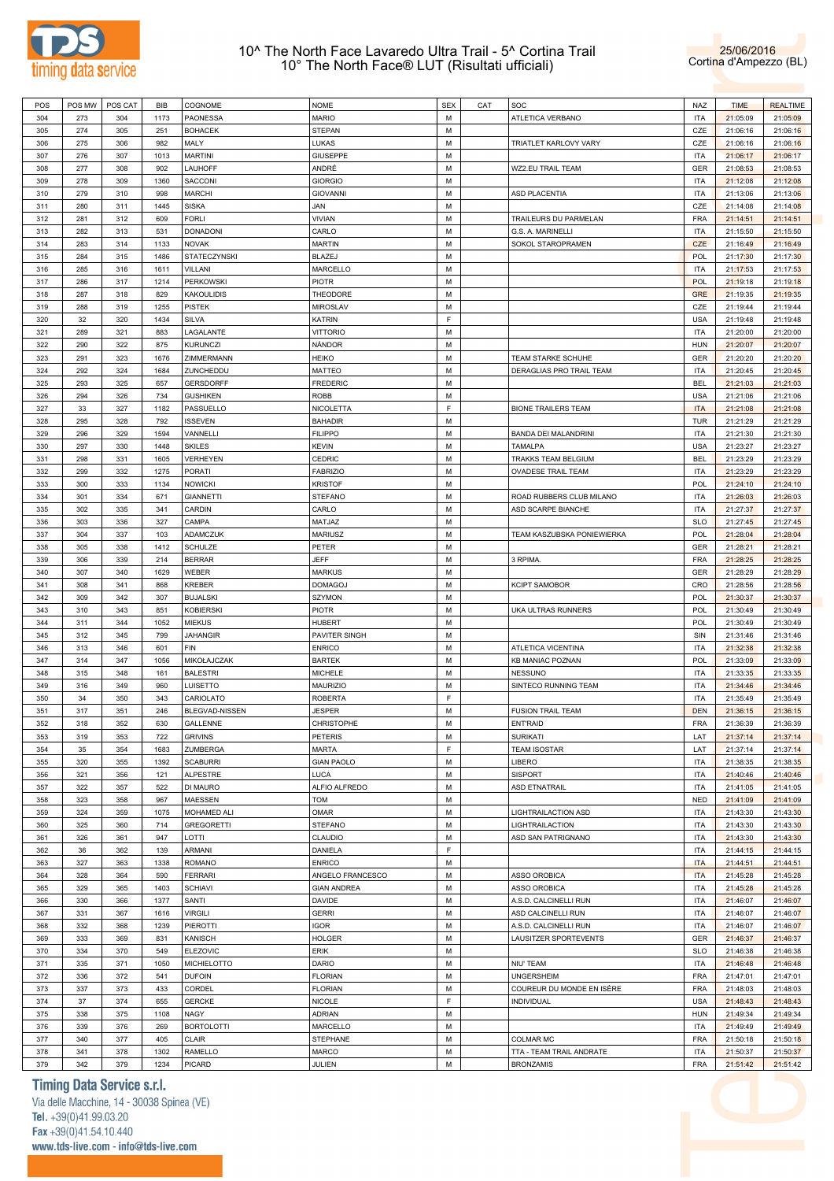# 10^ The North Face Lavaredo Ultra Trail - 5^ Cortina Trail
## 10° The North Face® LUT (Risultati ufficiali)

25/06/2016
Cortina d'Ampezzo (BL)

| POS | POS MW | POS CAT | BIB | COGNOME | NOME | SEX | CAT | SOC | NAZ | TIME | REALTIME |
|---|---|---|---|---|---|---|---|---|---|---|---|
| 304 | 273 | 304 | 1173 | PAONESSA | MARIO | M | | ATLETICA VERBANO | ITA | 21:05:09 | 21:05:09 |
| 305 | 274 | 305 | 251 | BOHACEK | STEPAN | M | | | CZE | 21:06:16 | 21:06:16 |
| 306 | 275 | 306 | 982 | MALY | LUKAS | M | | TRIATLET KARLOVY VARY | CZE | 21:06:16 | 21:06:16 |
| 307 | 276 | 307 | 1013 | MARTINI | GIUSEPPE | M | | | ITA | 21:06:17 | 21:06:17 |
| 308 | 277 | 308 | 902 | LAUHOFF | ANDRÉ | M | | WZ2.EU TRAIL TEAM | GER | 21:08:53 | 21:08:53 |
| 309 | 278 | 309 | 1360 | SACCONI | GIORGIO | M | | | ITA | 21:12:08 | 21:12:08 |
| 310 | 279 | 310 | 998 | MARCHI | GIOVANNI | M | | ASD PLACENTIA | ITA | 21:13:06 | 21:13:06 |
| 311 | 280 | 311 | 1445 | SISKA | JAN | M | | | CZE | 21:14:08 | 21:14:08 |
| 312 | 281 | 312 | 609 | FORLI | VIVIAN | M | | TRAILEURS DU PARMELAN | FRA | 21:14:51 | 21:14:51 |
| 313 | 282 | 313 | 531 | DONADONI | CARLO | M | | G.S. A. MARINELLI | ITA | 21:15:50 | 21:15:50 |
| 314 | 283 | 314 | 1133 | NOVAK | MARTIN | M | | SOKOL STAROPRAMEN | CZE | 21:16:49 | 21:16:49 |
| 315 | 284 | 315 | 1486 | STATECZYNSKI | BLAZEJ | M | | | POL | 21:17:30 | 21:17:30 |
| 316 | 285 | 316 | 1611 | VILLANI | MARCELLO | M | | | ITA | 21:17:53 | 21:17:53 |
| 317 | 286 | 317 | 1214 | PERKOWSKI | PIOTR | M | | | POL | 21:19:18 | 21:19:18 |
| 318 | 287 | 318 | 829 | KAKOULIDIS | THEODORE | M | | | GRE | 21:19:35 | 21:19:35 |
| 319 | 288 | 319 | 1255 | PISTEK | MIROSLAV | M | | | CZE | 21:19:44 | 21:19:44 |
| 320 | 32 | 320 | 1434 | SILVA | KATRIN | F | | | USA | 21:19:48 | 21:19:48 |
| 321 | 289 | 321 | 883 | LAGALANTE | VITTORIO | M | | | ITA | 21:20:00 | 21:20:00 |
| 322 | 290 | 322 | 875 | KURUNCZI | NÁNDOR | M | | | HUN | 21:20:07 | 21:20:07 |
| 323 | 291 | 323 | 1676 | ZIMMERMANN | HEIKO | M | | TEAM STARKE SCHUHE | GER | 21:20:20 | 21:20:20 |
| 324 | 292 | 324 | 1684 | ZUNCHEDDU | MATTEO | M | | DERAGLIAS PRO TRAIL TEAM | ITA | 21:20:45 | 21:20:45 |
| 325 | 293 | 325 | 657 | GERSDORFF | FREDERIC | M | | | BEL | 21:21:03 | 21:21:03 |
| 326 | 294 | 326 | 734 | GUSHIKEN | ROBB | M | | | USA | 21:21:06 | 21:21:06 |
| 327 | 33 | 327 | 1182 | PASSUELLO | NICOLETTA | F | | BIONE TRAILERS TEAM | ITA | 21:21:08 | 21:21:08 |
| 328 | 295 | 328 | 792 | ISSEVEN | BAHADIR | M | | | TUR | 21:21:29 | 21:21:29 |
| 329 | 296 | 329 | 1594 | VANNELLI | FILIPPO | M | | BANDA DEI MALANDRINI | ITA | 21:21:30 | 21:21:30 |
| 330 | 297 | 330 | 1448 | SKILES | KEVIN | M | | TAMALPA | USA | 21:23:27 | 21:23:27 |
| 331 | 298 | 331 | 1605 | VERHEYEN | CEDRIC | M | | TRAKKS TEAM BELGIUM | BEL | 21:23:29 | 21:23:29 |
| 332 | 299 | 332 | 1275 | PORATI | FABRIZIO | M | | OVADESE TRAIL TEAM | ITA | 21:23:29 | 21:23:29 |
| 333 | 300 | 333 | 1134 | NOWICKI | KRISTOF | M | | | POL | 21:24:10 | 21:24:10 |
| 334 | 301 | 334 | 671 | GIANNETTI | STEFANO | M | | ROAD RUBBERS CLUB MILANO | ITA | 21:26:03 | 21:26:03 |
| 335 | 302 | 335 | 341 | CARDIN | CARLO | M | | ASD SCARPE BIANCHE | ITA | 21:27:37 | 21:27:37 |
| 336 | 303 | 336 | 327 | CAMPA | MATJAZ | M | | | SLO | 21:27:45 | 21:27:45 |
| 337 | 304 | 337 | 103 | ADAMCZUK | MARIUSZ | M | | TEAM KASZUBSKA PONIEWIERKA | POL | 21:28:04 | 21:28:04 |
| 338 | 305 | 338 | 1412 | SCHULZE | PETER | M | | | GER | 21:28:21 | 21:28:21 |
| 339 | 306 | 339 | 214 | BERRAR | JEFF | M | | 3 RPIMA. | FRA | 21:28:25 | 21:28:25 |
| 340 | 307 | 340 | 1629 | WEBER | MARKUS | M | | | GER | 21:28:29 | 21:28:29 |
| 341 | 308 | 341 | 868 | KREBER | DOMAGOJ | M | | KCIPT SAMOBOR | CRO | 21:28:56 | 21:28:56 |
| 342 | 309 | 342 | 307 | BUJALSKI | SZYMON | M | | | POL | 21:30:37 | 21:30:37 |
| 343 | 310 | 343 | 851 | KOBIERSKI | PIOTR | M | | UKA ULTRAS RUNNERS | POL | 21:30:49 | 21:30:49 |
| 344 | 311 | 344 | 1052 | MIEKUS | HUBERT | M | | | POL | 21:30:49 | 21:30:49 |
| 345 | 312 | 345 | 799 | JAHANGIR | PAVITER SINGH | M | | | SIN | 21:31:46 | 21:31:46 |
| 346 | 313 | 346 | 601 | FIN | ENRICO | M | | ATLETICA VICENTINA | ITA | 21:32:38 | 21:32:38 |
| 347 | 314 | 347 | 1056 | MIKOŁAJCZAK | BARTEK | M | | KB MANIAC POZNAN | POL | 21:33:09 | 21:33:09 |
| 348 | 315 | 348 | 161 | BALESTRI | MICHELE | M | | NESSUNO | ITA | 21:33:35 | 21:33:35 |
| 349 | 316 | 349 | 960 | LUISETTO | MAURIZIO | M | | SINTECO RUNNING TEAM | ITA | 21:34:46 | 21:34:46 |
| 350 | 34 | 350 | 343 | CARIOLATO | ROBERTA | F | | | ITA | 21:35:49 | 21:35:49 |
| 351 | 317 | 351 | 246 | BLEGVAD-NISSEN | JESPER | M | | FUSION TRAIL TEAM | DEN | 21:36:15 | 21:36:15 |
| 352 | 318 | 352 | 630 | GALLENNE | CHRISTOPHE | M | | ENT'RAID | FRA | 21:36:39 | 21:36:39 |
| 353 | 319 | 353 | 722 | GRIVINS | PETERIS | M | | SURIKATI | LAT | 21:37:14 | 21:37:14 |
| 354 | 35 | 354 | 1683 | ZUMBERGA | MARTA | F | | TEAM ISOSTAR | LAT | 21:37:14 | 21:37:14 |
| 355 | 320 | 355 | 1392 | SCABURRI | GIAN PAOLO | M | | LIBERO | ITA | 21:38:35 | 21:38:35 |
| 356 | 321 | 356 | 121 | ALPESTRE | LUCA | M | | SISPORT | ITA | 21:40:46 | 21:40:46 |
| 357 | 322 | 357 | 522 | DI MAURO | ALFIO ALFREDO | M | | ASD ETNATRAIL | ITA | 21:41:05 | 21:41:05 |
| 358 | 323 | 358 | 967 | MAESSEN | TOM | M | | | NED | 21:41:09 | 21:41:09 |
| 359 | 324 | 359 | 1075 | MOHAMED ALI | OMAR | M | | LIGHTRAILACTION ASD | ITA | 21:43:30 | 21:43:30 |
| 360 | 325 | 360 | 714 | GREGORETTI | STEFANO | M | | LIGHTRAILACTION | ITA | 21:43:30 | 21:43:30 |
| 361 | 326 | 361 | 947 | LOTTI | CLAUDIO | M | | ASD SAN PATRIGNANO | ITA | 21:43:30 | 21:43:30 |
| 362 | 36 | 362 | 139 | ARMANI | DANIELA | F | | | ITA | 21:44:15 | 21:44:15 |
| 363 | 327 | 363 | 1338 | ROMANO | ENRICO | M | | | ITA | 21:44:51 | 21:44:51 |
| 364 | 328 | 364 | 590 | FERRARI | ANGELO FRANCESCO | M | | ASSO OROBICA | ITA | 21:45:28 | 21:45:28 |
| 365 | 329 | 365 | 1403 | SCHIAVI | GIAN ANDREA | M | | ASSO OROBICA | ITA | 21:45:28 | 21:45:28 |
| 366 | 330 | 366 | 1377 | SANTI | DAVIDE | M | | A.S.D. CALCINELLI RUN | ITA | 21:46:07 | 21:46:07 |
| 367 | 331 | 367 | 1616 | VIRGILI | GERRI | M | | ASD CALCINELLI RUN | ITA | 21:46:07 | 21:46:07 |
| 368 | 332 | 368 | 1239 | PIEROTTI | IGOR | M | | A.S.D. CALCINELLI RUN | ITA | 21:46:07 | 21:46:07 |
| 369 | 333 | 369 | 831 | KANISCH | HOLGER | M | | LAUSITZER SPORTEVENTS | GER | 21:46:37 | 21:46:37 |
| 370 | 334 | 370 | 549 | ELEZOVIC | ERIK | M | | | SLO | 21:46:38 | 21:46:38 |
| 371 | 335 | 371 | 1050 | MICHIELOTTO | DARIO | M | | NIU' TEAM | ITA | 21:46:48 | 21:46:48 |
| 372 | 336 | 372 | 541 | DUFOIN | FLORIAN | M | | UNGERSHEIM | FRA | 21:47:01 | 21:47:01 |
| 373 | 337 | 373 | 433 | CORDEL | FLORIAN | M | | COUREUR DU MONDE EN ISÈRE | FRA | 21:48:03 | 21:48:03 |
| 374 | 37 | 374 | 655 | GERCKE | NICOLE | F | | INDIVIDUAL | USA | 21:48:43 | 21:48:43 |
| 375 | 338 | 375 | 1108 | NAGY | ADRIAN | M | | | HUN | 21:49:34 | 21:49:34 |
| 376 | 339 | 376 | 269 | BORTOLOTTI | MARCELLO | M | | | ITA | 21:49:49 | 21:49:49 |
| 377 | 340 | 377 | 405 | CLAIR | STEPHANE | M | | COLMAR MC | FRA | 21:50:18 | 21:50:18 |
| 378 | 341 | 378 | 1302 | RAMELLO | MARCO | M | | TTA - TEAM TRAIL ANDRATE | ITA | 21:50:37 | 21:50:37 |
| 379 | 342 | 379 | 1234 | PICARD | JULIEN | M | | BRONZAMIS | FRA | 21:51:42 | 21:51:42 |

**Timing Data Service s.r.l.**
Via delle Macchine, 14 - 30038 Spinea (VE)
Tel. +39(0)41.99.03.20
Fax +39(0)41.54.10.440
www.tds-live.com - info@tds-live.com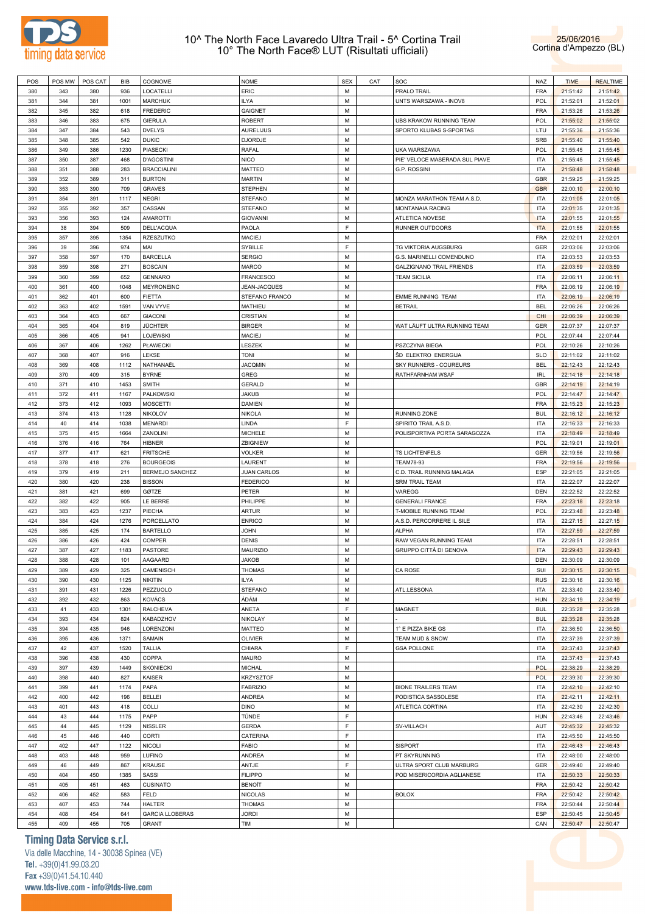# 10^ The North Face Lavaredo Ultra Trail - 5^ Cortina Trail
## 10° The North Face® LUT (Risultati ufficiali)

25/06/2016
Cortina d'Ampezzo (BL)

| POS | POS MW | POS CAT | BIB | COGNOME | NOME | SEX | CAT | SOC | NAZ | TIME | REALTIME |
|---|---|---|---|---|---|---|---|---|---|---|---|
| 380 | 343 | 380 | 936 | LOCATELLI | ERIC | M | | PRALO TRAIL | FRA | 21:51:42 | 21:51:42 |
| 381 | 344 | 381 | 1001 | MARCHUK | ILYA | M | | UNTS WARSZAWA - INOV8 | POL | 21:52:01 | 21:52:01 |
| 382 | 345 | 382 | 618 | FREDERIC | GAIGNET | M | | | FRA | 21:53:26 | 21:53:26 |
| 383 | 346 | 383 | 675 | GIERULA | ROBERT | M | | UBS KRAKOW RUNNING TEAM | POL | 21:55:02 | 21:55:02 |
| 384 | 347 | 384 | 543 | DVELYS | AURELIJUS | M | | SPORTO KLUBAS S-SPORTAS | LTU | 21:55:36 | 21:55:36 |
| 385 | 348 | 385 | 542 | DUKIC | DJORDJE | M | | | SRB | 21:55:40 | 21:55:40 |
| 386 | 349 | 386 | 1230 | PIASECKI | RAFAL | M | | UKA WARSZAWA | POL | 21:55:45 | 21:55:45 |
| 387 | 350 | 387 | 468 | D'AGOSTINI | NICO | M | | PIE' VELOCE MASERADA SUL PIAVE | ITA | 21:55:45 | 21:55:45 |
| 388 | 351 | 388 | 283 | BRACCIALINI | MATTEO | M | | G.P. ROSSINI | ITA | 21:58:48 | 21:58:48 |
| 389 | 352 | 389 | 311 | BURTON | MARTIN | M | | | GBR | 21:59:25 | 21:59:25 |
| 390 | 353 | 390 | 709 | GRAVES | STEPHEN | M | | | GBR | 22:00:10 | 22:00:10 |
| 391 | 354 | 391 | 1117 | NEGRI | STEFANO | M | | MONZA MARATHON TEAM A.S.D. | ITA | 22:01:05 | 22:01:05 |
| 392 | 355 | 392 | 357 | CASSAN | STEFANO | M | | MONTANAIA RACING | ITA | 22:01:35 | 22:01:35 |
| 393 | 356 | 393 | 124 | AMAROTTI | GIOVANNI | M | | ATLETICA NOVESE | ITA | 22:01:55 | 22:01:55 |
| 394 | 38 | 394 | 509 | DELL'ACQUA | PAOLA | F | | RUNNER OUTDOORS | ITA | 22:01:55 | 22:01:55 |
| 395 | 357 | 395 | 1354 | RZESZUTKO | MACIEJ | M | | | FRA | 22:02:01 | 22:02:01 |
| 396 | 39 | 396 | 974 | MAI | SYBILLE | F | | TG VIKTORIA AUGSBURG | GER | 22:03:06 | 22:03:06 |
| 397 | 358 | 397 | 170 | BARCELLA | SERGIO | M | | G.S. MARINELLI COMENDUNO | ITA | 22:03:53 | 22:03:53 |
| 398 | 359 | 398 | 271 | BOSCAIN | MARCO | M | | GALZIGNANO TRAIL FRIENDS | ITA | 22:03:59 | 22:03:59 |
| 399 | 360 | 399 | 652 | GENNARO | FRANCESCO | M | | TEAM SICILIA | ITA | 22:06:11 | 22:06:11 |
| 400 | 361 | 400 | 1048 | MEYRONEINC | JEAN-JACQUES | M | | | FRA | 22:06:19 | 22:06:19 |
| 401 | 362 | 401 | 600 | FIETTA | STEFANO FRANCO | M | | EMME RUNNING TEAM | ITA | 22:06:19 | 22:06:19 |
| 402 | 363 | 402 | 1591 | VAN VYVE | MATHIEU | M | | BETRAIL | BEL | 22:06:26 | 22:06:26 |
| 403 | 364 | 403 | 667 | GIACONI | CRISTIAN | M | | | CHI | 22:06:39 | 22:06:39 |
| 404 | 365 | 404 | 819 | JÜCHTER | BIRGER | M | | WAT LÄUFT ULTRA RUNNING TEAM | GER | 22:07:37 | 22:07:37 |
| 405 | 366 | 405 | 941 | LOJEWSKI | MACIEJ | M | | | POL | 22:07:44 | 22:07:44 |
| 406 | 367 | 406 | 1262 | PŁAWECKI | LESZEK | M | | PSZCZYNA BIEGA | POL | 22:10:26 | 22:10:26 |
| 407 | 368 | 407 | 916 | LEKSE | TONI | M | | ŠD ELEKTRO ENERGIJA | SLO | 22:11:02 | 22:11:02 |
| 408 | 369 | 408 | 1112 | NATHANAËL | JACQMIN | M | | SKY RUNNERS - COUREURS | BEL | 22:12:43 | 22:12:43 |
| 409 | 370 | 409 | 315 | BYRNE | GREG | M | | RATHFARNHAM WSAF | IRL | 22:14:18 | 22:14:18 |
| 410 | 371 | 410 | 1453 | SMITH | GERALD | M | | | GBR | 22:14:19 | 22:14:19 |
| 411 | 372 | 411 | 1167 | PALKOWSKI | JAKUB | M | | | POL | 22:14:47 | 22:14:47 |
| 412 | 373 | 412 | 1093 | MOSCETTI | DAMIEN | M | | | FRA | 22:15:23 | 22:15:23 |
| 413 | 374 | 413 | 1128 | NIKOLOV | NIKOLA | M | | RUNNING ZONE | BUL | 22:16:12 | 22:16:12 |
| 414 | 40 | 414 | 1038 | MENARDI | LINDA | F | | SPIRITO TRAIL A.S.D. | ITA | 22:16:33 | 22:16:33 |
| 415 | 375 | 415 | 1664 | ZANOLINI | MICHELE | M | | POLISPORTIVA PORTA SARAGOZZA | ITA | 22:18:49 | 22:18:49 |
| 416 | 376 | 416 | 764 | HIBNER | ZBIGNIEW | M | | | POL | 22:19:01 | 22:19:01 |
| 417 | 377 | 417 | 621 | FRITSCHE | VOLKER | M | | TS LICHTENFELS | GER | 22:19:56 | 22:19:56 |
| 418 | 378 | 418 | 276 | BOURGEOIS | LAURENT | M | | TEAM78-93 | FRA | 22:19:56 | 22:19:56 |
| 419 | 379 | 419 | 211 | BERMEJO SANCHEZ | JUAN CARLOS | M | | C.D. TRAIL RUNNING MALAGA | ESP | 22:21:05 | 22:21:05 |
| 420 | 380 | 420 | 238 | BISSON | FEDERICO | M | | SRM TRAIL TEAM | ITA | 22:22:07 | 22:22:07 |
| 421 | 381 | 421 | 699 | GØTZE | PETER | M | | VAREGG | DEN | 22:22:52 | 22:22:52 |
| 422 | 382 | 422 | 905 | LE BERRE | PHILIPPE | M | | GENERALI FRANCE | FRA | 22:23:18 | 22:23:18 |
| 423 | 383 | 423 | 1237 | PIECHA | ARTUR | M | | T-MOBILE RUNNING TEAM | POL | 22:23:48 | 22:23:48 |
| 424 | 384 | 424 | 1276 | PORCELLATO | ENRICO | M | | A.S.D. PERCORRERE IL SILE | ITA | 22:27:15 | 22:27:15 |
| 425 | 385 | 425 | 174 | BARTELLO | JOHN | M | | ALPHA | ITA | 22:27:59 | 22:27:59 |
| 426 | 386 | 426 | 424 | COMPER | DENIS | M | | RAW VEGAN RUNNING TEAM | ITA | 22:28:51 | 22:28:51 |
| 427 | 387 | 427 | 1183 | PASTORE | MAURIZIO | M | | GRUPPO CITTÀ DI GENOVA | ITA | 22:29:43 | 22:29:43 |
| 428 | 388 | 428 | 101 | AAGAARD | JAKOB | M | | | DEN | 22:30:09 | 22:30:09 |
| 429 | 389 | 429 | 325 | CAMENISCH | THOMAS | M | | CA ROSE | SUI | 22:30:15 | 22:30:15 |
| 430 | 390 | 430 | 1125 | NIKITIN | ILYA | M | | | RUS | 22:30:16 | 22:30:16 |
| 431 | 391 | 431 | 1226 | PEZZUOLO | STEFANO | M | | ATL.LESSONA | ITA | 22:33:40 | 22:33:40 |
| 432 | 392 | 432 | 863 | KOVÁCS | ÁDÁM | M | | | HUN | 22:34:19 | 22:34:19 |
| 433 | 41 | 433 | 1301 | RALCHEVA | ANETA | F | | MAGNET | BUL | 22:35:28 | 22:35:28 |
| 434 | 393 | 434 | 824 | KABADZHOV | NIKOLAY | M | | - | BUL | 22:35:28 | 22:35:28 |
| 435 | 394 | 435 | 946 | LORENZONI | MATTEO | M | | 1° E PIZZA BIKE GS | ITA | 22:36:50 | 22:36:50 |
| 436 | 395 | 436 | 1371 | SAMAIN | OLIVIER | M | | TEAM MUD & SNOW | ITA | 22:37:39 | 22:37:39 |
| 437 | 42 | 437 | 1520 | TALLIA | CHIARA | F | | GSA POLLONE | ITA | 22:37:43 | 22:37:43 |
| 438 | 396 | 438 | 430 | COPPA | MAURO | M | | | ITA | 22:37:43 | 22:37:43 |
| 439 | 397 | 439 | 1449 | SKONIECKI | MICHAL | M | | | POL | 22:38:29 | 22:38:29 |
| 440 | 398 | 440 | 827 | KAISER | KRZYSZTOF | M | | | POL | 22:39:30 | 22:39:30 |
| 441 | 399 | 441 | 1174 | PAPA | FABRIZIO | M | | BIONE TRAILERS TEAM | ITA | 22:42:10 | 22:42:10 |
| 442 | 400 | 442 | 196 | BELLEI | ANDREA | M | | PODISTICA SASSOLESE | ITA | 22:42:11 | 22:42:11 |
| 443 | 401 | 443 | 418 | COLLI | DINO | M | | ATLETICA CORTINA | ITA | 22:42:30 | 22:42:30 |
| 444 | 43 | 444 | 1175 | PAPP | TÜNDE | F | | | HUN | 22:43:46 | 22:43:46 |
| 445 | 44 | 445 | 1129 | NISSLER | GERDA | F | | SV-VILLACH | AUT | 22:45:32 | 22:45:32 |
| 446 | 45 | 446 | 440 | CORTI | CATERINA | F | | | ITA | 22:45:50 | 22:45:50 |
| 447 | 402 | 447 | 1122 | NICOLI | FABIO | M | | SISPORT | ITA | 22:46:43 | 22:46:43 |
| 448 | 403 | 448 | 959 | LUFINO | ANDREA | M | | PT SKYRUNNING | ITA | 22:48:00 | 22:48:00 |
| 449 | 46 | 449 | 867 | KRAUSE | ANTJE | F | | ULTRA SPORT CLUB MARBURG | GER | 22:49:40 | 22:49:40 |
| 450 | 404 | 450 | 1385 | SASSI | FILIPPO | M | | POD MISERICORDIA AGLIANESE | ITA | 22:50:33 | 22:50:33 |
| 451 | 405 | 451 | 463 | CUSINATO | BENOÎT | M | | | FRA | 22:50:42 | 22:50:42 |
| 452 | 406 | 452 | 583 | FELD | NICOLAS | M | | BOLOX | FRA | 22:50:42 | 22:50:42 |
| 453 | 407 | 453 | 744 | HALTER | THOMAS | M | | | FRA | 22:50:44 | 22:50:44 |
| 454 | 408 | 454 | 641 | GARCIA LLOBERAS | JORDI | M | | | ESP | 22:50:45 | 22:50:45 |
| 455 | 409 | 455 | 705 | GRANT | TIM | M | | | CAN | 22:50:47 | 22:50:47 |

**Timing Data Service s.r.l.**
Via delle Macchine, 14 - 30038 Spinea (VE)
Tel. +39(0)41.99.03.20
Fax +39(0)41.54.10.440
www.tds-live.com - info@tds-live.com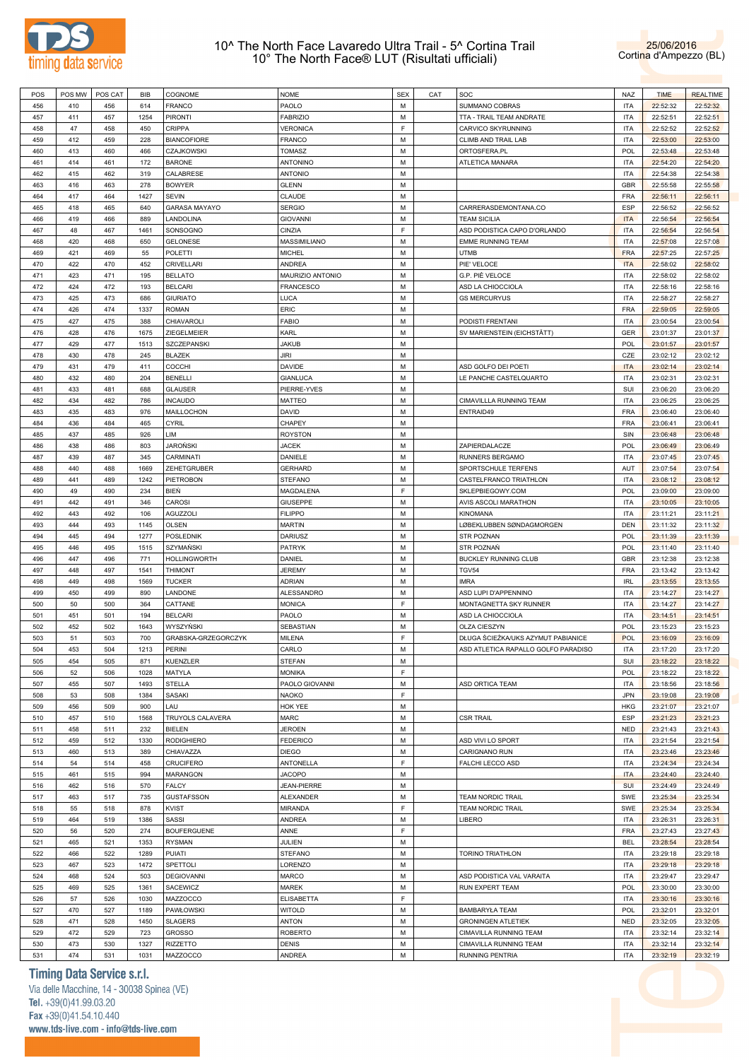# 10^ The North Face Lavaredo Ultra Trail - 5^ Cortina Trail
# 10° The North Face® LUT (Risultati ufficiali)

25/06/2016
Cortina d'Ampezzo (BL)

| POS | POS MW | POS CAT | BIB | COGNOME | NOME | SEX | CAT | SOC | NAZ | TIME | REALTIME |
|---|---|---|---|---|---|---|---|---|---|---|---|
| 456 | 410 | 456 | 614 | FRANCO | PAOLO | M | | SUMMANO COBRAS | ITA | 22:52:32 | 22:52:32 |
| 457 | 411 | 457 | 1254 | PIRONTI | FABRIZIO | M | | TTA - TRAIL TEAM ANDRATE | ITA | 22:52:51 | 22:52:51 |
| 458 | 47 | 458 | 450 | CRIPPA | VERONICA | F | | CARVICO SKYRUNNING | ITA | 22:52:52 | 22:52:52 |
| 459 | 412 | 459 | 228 | BIANCOFIORE | FRANCO | M | | CLIMB AND TRAIL LAB | ITA | 22:53:00 | 22:53:00 |
| 460 | 413 | 460 | 466 | CZAJKOWSKI | TOMASZ | M | | ORTOSFERA.PL | POL | 22:53:48 | 22:53:48 |
| 461 | 414 | 461 | 172 | BARONE | ANTONINO | M | | ATLETICA MANARA | ITA | 22:54:20 | 22:54:20 |
| 462 | 415 | 462 | 319 | CALABRESE | ANTONIO | M | | | ITA | 22:54:38 | 22:54:38 |
| 463 | 416 | 463 | 278 | BOWYER | GLENN | M | | | GBR | 22:55:58 | 22:55:58 |
| 464 | 417 | 464 | 1427 | SEVIN | CLAUDE | M | | | FRA | 22:56:11 | 22:56:11 |
| 465 | 418 | 465 | 640 | GARASA MAYAYO | SERGIO | M | | CARRERASDEMONTANA.CO | ESP | 22:56:52 | 22:56:52 |
| 466 | 419 | 466 | 889 | LANDOLINA | GIOVANNI | M | | TEAM SICILIA | ITA | 22:56:54 | 22:56:54 |
| 467 | 48 | 467 | 1461 | SONSOGNO | CINZIA | F | | ASD PODISTICA CAPO D'ORLANDO | ITA | 22:56:54 | 22:56:54 |
| 468 | 420 | 468 | 650 | GELONESE | MASSIMILIANO | M | | EMME RUNNING TEAM | ITA | 22:57:08 | 22:57:08 |
| 469 | 421 | 469 | 55 | POLETTI | MICHEL | M | | UTMB | FRA | 22:57:25 | 22:57:25 |
| 470 | 422 | 470 | 452 | CRIVELLARI | ANDREA | M | | PIE' VELOCE | ITA | 22:58:02 | 22:58:02 |
| 471 | 423 | 471 | 195 | BELLATO | MAURIZIO ANTONIO | M | | G.P. PIÈ VELOCE | ITA | 22:58:02 | 22:58:02 |
| 472 | 424 | 472 | 193 | BELCARI | FRANCESCO | M | | ASD LA CHIOCCIOLA | ITA | 22:58:16 | 22:58:16 |
| 473 | 425 | 473 | 686 | GIURIATO | LUCA | M | | GS MERCURYUS | ITA | 22:58:27 | 22:58:27 |
| 474 | 426 | 474 | 1337 | ROMAN | ERIC | M | | | FRA | 22:59:05 | 22:59:05 |
| 475 | 427 | 475 | 388 | CHIAVAROLI | FABIO | M | | PODISTI FRENTANI | ITA | 23:00:54 | 23:00:54 |
| 476 | 428 | 476 | 1675 | ZIEGELMEIER | KARL | M | | SV MARIENSTEIN (EICHSTÄTT) | GER | 23:01:37 | 23:01:37 |
| 477 | 429 | 477 | 1513 | SZCZEPANSKI | JAKUB | M | | | POL | 23:01:57 | 23:01:57 |
| 478 | 430 | 478 | 245 | BLAZEK | JIRI | M | | | CZE | 23:02:12 | 23:02:12 |
| 479 | 431 | 479 | 411 | COCCHI | DAVIDE | M | | ASD GOLFO DEI POETI | ITA | 23:02:14 | 23:02:14 |
| 480 | 432 | 480 | 204 | BENELLI | GIANLUCA | M | | LE PANCHE CASTELQUARTO | ITA | 23:02:31 | 23:02:31 |
| 481 | 433 | 481 | 688 | GLAUSER | PIERRE-YVES | M | | | SUI | 23:06:20 | 23:06:20 |
| 482 | 434 | 482 | 786 | INCAUDO | MATTEO | M | | CIMAVILLA RUNNING TEAM | ITA | 23:06:25 | 23:06:25 |
| 483 | 435 | 483 | 976 | MAILLOCHON | DAVID | M | | ENTRAID49 | FRA | 23:06:40 | 23:06:40 |
| 484 | 436 | 484 | 465 | CYRIL | CHAPEY | M | | | FRA | 23:06:41 | 23:06:41 |
| 485 | 437 | 485 | 926 | LIM | ROYSTON | M | | | SIN | 23:06:48 | 23:06:48 |
| 486 | 438 | 486 | 803 | JAROŃSKI | JACEK | M | | ZAPIERDALACZE | POL | 23:06:49 | 23:06:49 |
| 487 | 439 | 487 | 345 | CARMINATI | DANIELE | M | | RUNNERS BERGAMO | ITA | 23:07:45 | 23:07:45 |
| 488 | 440 | 488 | 1669 | ZEHETGRUBER | GERHARD | M | | SPORTSCHULE TERFENS | AUT | 23:07:54 | 23:07:54 |
| 489 | 441 | 489 | 1242 | PIETROBON | STEFANO | M | | CASTELFRANCO TRIATHLON | ITA | 23:08:12 | 23:08:12 |
| 490 | 49 | 490 | 234 | BIEŃ | MAGDALENA | F | | SKLEPBIEGOWY.COM | POL | 23:09:00 | 23:09:00 |
| 491 | 442 | 491 | 346 | CAROSI | GIUSEPPE | M | | AVIS ASCOLI MARATHON | ITA | 23:10:05 | 23:10:05 |
| 492 | 443 | 492 | 106 | AGUZZOLI | FILIPPO | M | | KINOMANA | ITA | 23:11:21 | 23:11:21 |
| 493 | 444 | 493 | 1145 | OLSEN | MARTIN | M | | LØBEKLUBBEN SØNDAGMORGEN | DEN | 23:11:32 | 23:11:32 |
| 494 | 445 | 494 | 1277 | POSLEDNIK | DARIUSZ | M | | STR POZNAN | POL | 23:11:39 | 23:11:39 |
| 495 | 446 | 495 | 1515 | SZYMAŃSKI | PATRYK | M | | STR POZNAŃ | POL | 23:11:40 | 23:11:40 |
| 496 | 447 | 496 | 771 | HOLLINGWORTH | DANIEL | M | | BUCKLEY RUNNING CLUB | GBR | 23:12:38 | 23:12:38 |
| 497 | 448 | 497 | 1541 | THIMONT | JEREMY | M | | TGV54 | FRA | 23:13:42 | 23:13:42 |
| 498 | 449 | 498 | 1569 | TUCKER | ADRIAN | M | | IMRA | IRL | 23:13:55 | 23:13:55 |
| 499 | 450 | 499 | 890 | LANDONE | ALESSANDRO | M | | ASD LUPI D'APPENNINO | ITA | 23:14:27 | 23:14:27 |
| 500 | 50 | 500 | 364 | CATTANE | MONICA | F | | MONTAGNETTA SKY RUNNER | ITA | 23:14:27 | 23:14:27 |
| 501 | 451 | 501 | 194 | BELCARI | PAOLO | M | | ASD LA CHIOCCIOLA | ITA | 23:14:51 | 23:14:51 |
| 502 | 452 | 502 | 1643 | WYSZYŃSKI | SEBASTIAN | M | | OLZA CIESZYN | POL | 23:15:23 | 23:15:23 |
| 503 | 51 | 503 | 700 | GRABSKA-GRZEGORCZYK | MILENA | F | | DLUGA ŚCIEŻKA/UKS AZYMUT PABIANICE | POL | 23:16:09 | 23:16:09 |
| 504 | 453 | 504 | 1213 | PERINI | CARLO | M | | ASD ATLETICA RAPALLO GOLFO PARADISO | ITA | 23:17:20 | 23:17:20 |
| 505 | 454 | 505 | 871 | KUENZLER | STEFAN | M | | | SUI | 23:18:22 | 23:18:22 |
| 506 | 52 | 506 | 1028 | MATYLA | MONIKA | F | | | POL | 23:18:22 | 23:18:22 |
| 507 | 455 | 507 | 1493 | STELLA | PAOLO GIOVANNI | M | | ASD ORTICA TEAM | ITA | 23:18:56 | 23:18:56 |
| 508 | 53 | 508 | 1384 | SASAKI | NAOKO | F | | | JPN | 23:19:08 | 23:19:08 |
| 509 | 456 | 509 | 900 | LAU | HOK YEE | M | | | HKG | 23:21:07 | 23:21:07 |
| 510 | 457 | 510 | 1568 | TRUYOLS CALAVERA | MARC | M | | CSR TRAIL | ESP | 23:21:23 | 23:21:23 |
| 511 | 458 | 511 | 232 | BIELEN | JEROEN | M | | | NED | 23:21:43 | 23:21:43 |
| 512 | 459 | 512 | 1330 | RODIGHIERO | FEDERICO | M | | ASD VIVI LO SPORT | ITA | 23:21:54 | 23:21:54 |
| 513 | 460 | 513 | 389 | CHIAVAZZA | DIEGO | M | | CARIGNANO RUN | ITA | 23:23:46 | 23:23:46 |
| 514 | 54 | 514 | 458 | CRUCIFERO | ANTONELLA | F | | FALCHI LECCO ASD | ITA | 23:24:34 | 23:24:34 |
| 515 | 461 | 515 | 994 | MARANGON | JACOPO | M | | | ITA | 23:24:40 | 23:24:40 |
| 516 | 462 | 516 | 570 | FALCY | JEAN-PIERRE | M | | | SUI | 23:24:49 | 23:24:49 |
| 517 | 463 | 517 | 735 | GUSTAFSSON | ALEXANDER | M | | TEAM NORDIC TRAIL | SWE | 23:25:34 | 23:25:34 |
| 518 | 55 | 518 | 878 | KVIST | MIRANDA | F | | TEAM NORDIC TRAIL | SWE | 23:25:34 | 23:25:34 |
| 519 | 464 | 519 | 1386 | SASSI | ANDREA | M | | LIBERO | ITA | 23:26:31 | 23:26:31 |
| 520 | 56 | 520 | 274 | BOUFERGUENE | ANNE | F | | | FRA | 23:27:43 | 23:27:43 |
| 521 | 465 | 521 | 1353 | RYSMAN | JULIEN | M | | | BEL | 23:28:54 | 23:28:54 |
| 522 | 466 | 522 | 1289 | PUIATI | STEFANO | M | | TORINO TRIATHLON | ITA | 23:29:18 | 23:29:18 |
| 523 | 467 | 523 | 1472 | SPETTOLI | LORENZO | M | | | ITA | 23:29:18 | 23:29:18 |
| 524 | 468 | 524 | 503 | DEGIOVANNI | MARCO | M | | ASD PODISTICA VAL VARAITA | ITA | 23:29:47 | 23:29:47 |
| 525 | 469 | 525 | 1361 | SACEWICZ | MAREK | M | | RUN EXPERT TEAM | POL | 23:30:00 | 23:30:00 |
| 526 | 57 | 526 | 1030 | MAZZOCCO | ELISABETTA | F | | | ITA | 23:30:16 | 23:30:16 |
| 527 | 470 | 527 | 1189 | PAWŁOWSKI | WITOLD | M | | BAMBARYŁA TEAM | POL | 23:32:01 | 23:32:01 |
| 528 | 471 | 528 | 1450 | SLAGERS | ANTON | M | | GRONINGEN ATLETIEK | NED | 23:32:05 | 23:32:05 |
| 529 | 472 | 529 | 723 | GROSSO | ROBERTO | M | | CIMAVILLA RUNNING TEAM | ITA | 23:32:14 | 23:32:14 |
| 530 | 473 | 530 | 1327 | RIZZETTO | DENIS | M | | CIMAVILLA RUNNING TEAM | ITA | 23:32:14 | 23:32:14 |
| 531 | 474 | 531 | 1031 | MAZZOCCO | ANDREA | M | | RUNNING PENTRIA | ITA | 23:32:19 | 23:32:19 |

**Timing Data Service s.r.l.**
Via delle Macchine, 14 - 30038 Spinea (VE)
Tel. +39(0)41.99.03.20
Fax +39(0)41.54.10.440
www.tds-live.com - info@tds-live.com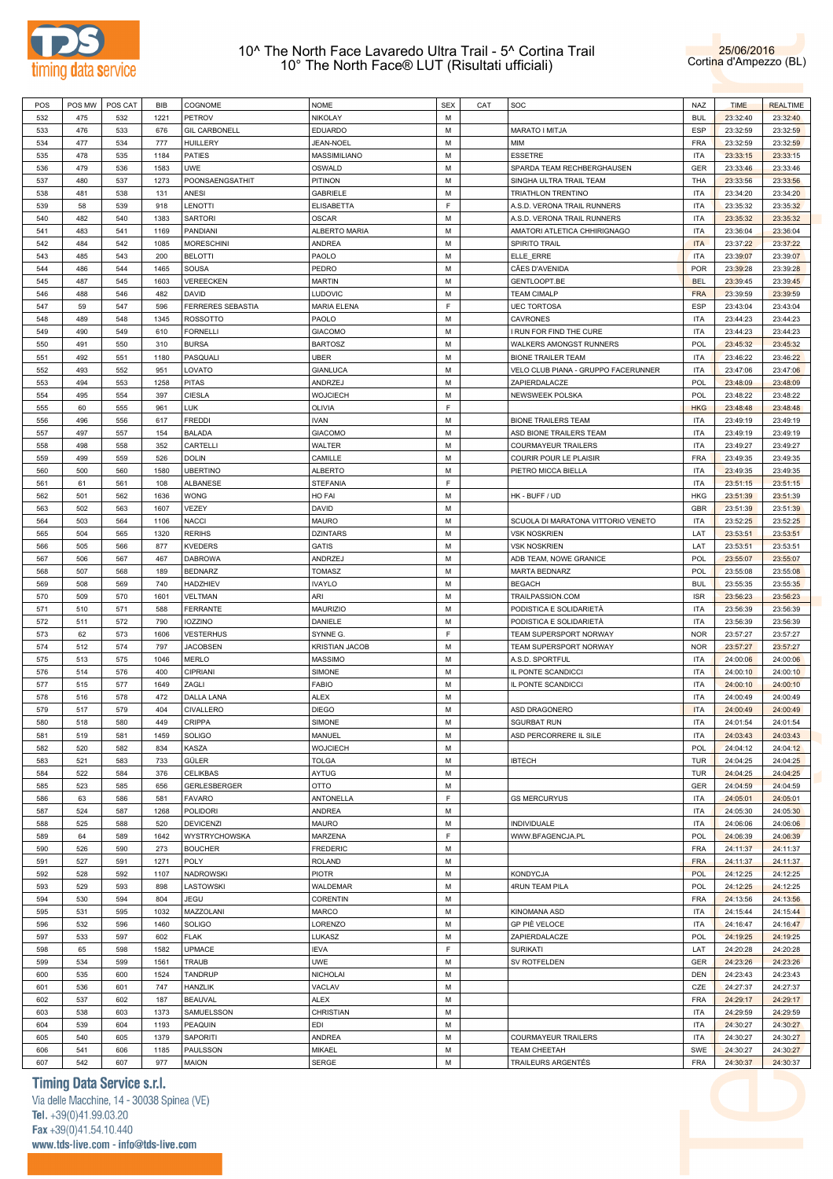# 10^ The North Face Lavaredo Ultra Trail - 5^ Cortina Trail
# 10° The North Face® LUT (Risultati ufficiali)

25/06/2016
Cortina d'Ampezzo (BL)

| POS | POS MW | POS CAT | BIB | COGNOME | NOME | SEX | CAT | SOC | NAZ | TIME | REALTIME |
|---|---|---|---|---|---|---|---|---|---|---|---|
| 532 | 475 | 532 | 1221 | PETROV | NIKOLAY | M | | | BUL | 23:32:40 | 23:32:40 |
| 533 | 476 | 533 | 676 | GIL CARBONELL | EDUARDO | M | | MARATO I MITJA | ESP | 23:32:59 | 23:32:59 |
| 534 | 477 | 534 | 777 | HUILLERY | JEAN-NOEL | M | | MIM | FRA | 23:32:59 | 23:32:59 |
| 535 | 478 | 535 | 1184 | PATIES | MASSIMILIANO | M | | ESSETRE | ITA | 23:33:15 | 23:33:15 |
| 536 | 479 | 536 | 1583 | UWE | OSWALD | M | | SPARDA TEAM RECHBERGHAUSEN | GER | 23:33:46 | 23:33:46 |
| 537 | 480 | 537 | 1273 | POONSAENGSATHIT | PITINON | M | | SINGHA ULTRA TRAIL TEAM | THA | 23:33:56 | 23:33:56 |
| 538 | 481 | 538 | 131 | ANESI | GABRIELE | M | | TRIATHLON TRENTINO | ITA | 23:34:20 | 23:34:20 |
| 539 | 58 | 539 | 918 | LENOTTI | ELISABETTA | F | | A.S.D. VERONA TRAIL RUNNERS | ITA | 23:35:32 | 23:35:32 |
| 540 | 482 | 540 | 1383 | SARTORI | OSCAR | M | | A.S.D. VERONA TRAIL RUNNERS | ITA | 23:35:32 | 23:35:32 |
| 541 | 483 | 541 | 1169 | PANDIANI | ALBERTO MARIA | M | | AMATORI ATLETICA CHHIRIGNAGO | ITA | 23:36:04 | 23:36:04 |
| 542 | 484 | 542 | 1085 | MORESCHINI | ANDREA | M | | SPIRITO TRAIL | ITA | 23:37:22 | 23:37:22 |
| 543 | 485 | 543 | 200 | BELOTTI | PAOLO | M | | ELLE_ERRE | ITA | 23:39:07 | 23:39:07 |
| 544 | 486 | 544 | 1465 | SOUSA | PEDRO | M | | CÃES D'AVENIDA | POR | 23:39:28 | 23:39:28 |
| 545 | 487 | 545 | 1603 | VEREECKEN | MARTIN | M | | GENTLOOPT.BE | BEL | 23:39:45 | 23:39:45 |
| 546 | 488 | 546 | 482 | DAVID | LUDOVIC | M | | TEAM CIMALP | FRA | 23:39:59 | 23:39:59 |
| 547 | 59 | 547 | 596 | FERRERES SEBASTIA | MARIA ELENA | F | | UEC TORTOSA | ESP | 23:43:04 | 23:43:04 |
| 548 | 489 | 548 | 1345 | ROSSOTTO | PAOLO | M | | CAVRONES | ITA | 23:44:23 | 23:44:23 |
| 549 | 490 | 549 | 610 | FORNELLI | GIACOMO | M | | I RUN FOR FIND THE CURE | ITA | 23:44:23 | 23:44:23 |
| 550 | 491 | 550 | 310 | BURSA | BARTOSZ | M | | WALKERS AMONGST RUNNERS | POL | 23:45:32 | 23:45:32 |
| 551 | 492 | 551 | 1180 | PASQUALI | UBER | M | | BIONE TRAILER TEAM | ITA | 23:46:22 | 23:46:22 |
| 552 | 493 | 552 | 951 | LOVATO | GIANLUCA | M | | VELO CLUB PIANA - GRUPPO FACERUNNER | ITA | 23:47:06 | 23:47:06 |
| 553 | 494 | 553 | 1258 | PITAS | ANDRZEJ | M | | ZAPIERDALACZE | POL | 23:48:09 | 23:48:09 |
| 554 | 495 | 554 | 397 | CIESLA | WOJCIECH | M | | NEWSWEEK POLSKA | POL | 23:48:22 | 23:48:22 |
| 555 | 60 | 555 | 961 | LUK | OLIVIA | F | | | HKG | 23:48:48 | 23:48:48 |
| 556 | 496 | 556 | 617 | FREDDI | IVAN | M | | BIONE TRAILERS TEAM | ITA | 23:49:19 | 23:49:19 |
| 557 | 497 | 557 | 154 | BALADA | GIACOMO | M | | ASD BIONE TRAILERS TEAM | ITA | 23:49:19 | 23:49:19 |
| 558 | 498 | 558 | 352 | CARTELLI | WALTER | M | | COURMAYEUR TRAILERS | ITA | 23:49:27 | 23:49:27 |
| 559 | 499 | 559 | 526 | DOLIN | CAMILLE | M | | COURIR POUR LE PLAISIR | FRA | 23:49:35 | 23:49:35 |
| 560 | 500 | 560 | 1580 | UBERTINO | ALBERTO | M | | PIETRO MICCA BIELLA | ITA | 23:49:35 | 23:49:35 |
| 561 | 61 | 561 | 108 | ALBANESE | STEFANIA | F | | | ITA | 23:51:15 | 23:51:15 |
| 562 | 501 | 562 | 1636 | WONG | HO FAI | M | | HK - BUFF / UD | HKG | 23:51:39 | 23:51:39 |
| 563 | 502 | 563 | 1607 | VEZEY | DAVID | M | | | GBR | 23:51:39 | 23:51:39 |
| 564 | 503 | 564 | 1106 | NACCI | MAURO | M | | SCUOLA DI MARATONA VITTORIO VENETO | ITA | 23:52:25 | 23:52:25 |
| 565 | 504 | 565 | 1320 | RERIHS | DZINTARS | M | | VSK NOSKRIEN | LAT | 23:53:51 | 23:53:51 |
| 566 | 505 | 566 | 877 | KVEDERS | GATIS | M | | VSK NOSKRIEN | LAT | 23:53:51 | 23:53:51 |
| 567 | 506 | 567 | 467 | DABROWA | ANDRZEJ | M | | ADB TEAM, NOWE GRANICE | POL | 23:55:07 | 23:55:07 |
| 568 | 507 | 568 | 189 | BEDNARZ | TOMASZ | M | | MARTA BEDNARZ | POL | 23:55:08 | 23:55:08 |
| 569 | 508 | 569 | 740 | HADZHIEV | IVAYLO | M | | BEGACH | BUL | 23:55:35 | 23:55:35 |
| 570 | 509 | 570 | 1601 | VELTMAN | ARI | M | | TRAILPASSION.COM | ISR | 23:56:23 | 23:56:23 |
| 571 | 510 | 571 | 588 | FERRANTE | MAURIZIO | M | | PODISTICA E SOLIDARIETÀ | ITA | 23:56:39 | 23:56:39 |
| 572 | 511 | 572 | 790 | IOZZINO | DANIELE | M | | PODISTICA E SOLIDARIETÀ | ITA | 23:56:39 | 23:56:39 |
| 573 | 62 | 573 | 1606 | VESTERHUS | SYNNE G. | F | | TEAM SUPERSPORT NORWAY | NOR | 23:57:27 | 23:57:27 |
| 574 | 512 | 574 | 797 | JACOBSEN | KRISTIAN JACOB | M | | TEAM SUPERSPORT NORWAY | NOR | 23:57:27 | 23:57:27 |
| 575 | 513 | 575 | 1046 | MERLO | MASSIMO | M | | A.S.D. SPORTFUL | ITA | 24:00:06 | 24:00:06 |
| 576 | 514 | 576 | 400 | CIPRIANI | SIMONE | M | | IL PONTE SCANDICCI | ITA | 24:00:10 | 24:00:10 |
| 577 | 515 | 577 | 1649 | ZAGLI | FABIO | M | | IL PONTE SCANDICCI | ITA | 24:00:10 | 24:00:10 |
| 578 | 516 | 578 | 472 | DALLA LANA | ALEX | M | | | ITA | 24:00:49 | 24:00:49 |
| 579 | 517 | 579 | 404 | CIVALLERO | DIEGO | M | | ASD DRAGONERO | ITA | 24:00:49 | 24:00:49 |
| 580 | 518 | 580 | 449 | CRIPPA | SIMONE | M | | SGURBAT RUN | ITA | 24:01:54 | 24:01:54 |
| 581 | 519 | 581 | 1459 | SOLIGO | MANUEL | M | | ASD PERCORRERE IL SILE | ITA | 24:03:43 | 24:03:43 |
| 582 | 520 | 582 | 834 | KASZA | WOJCIECH | M | | | POL | 24:04:12 | 24:04:12 |
| 583 | 521 | 583 | 733 | GÜLER | TOLGA | M | | IBTECH | TUR | 24:04:25 | 24:04:25 |
| 584 | 522 | 584 | 376 | CELIKBAS | AYTUG | M | | | TUR | 24:04:25 | 24:04:25 |
| 585 | 523 | 585 | 656 | GERLESBERGER | OTTO | M | | | GER | 24:04:59 | 24:04:59 |
| 586 | 63 | 586 | 581 | FAVARO | ANTONELLA | F | | GS MERCURYUS | ITA | 24:05:01 | 24:05:01 |
| 587 | 524 | 587 | 1268 | POLIDORI | ANDREA | M | | | ITA | 24:05:30 | 24:05:30 |
| 588 | 525 | 588 | 520 | DEVICENZI | MAURO | M | | INDIVIDUALE | ITA | 24:06:06 | 24:06:06 |
| 589 | 64 | 589 | 1642 | WYSTRYCHOWSKA | MARZENA | F | | WWW.BFAGENCJA.PL | POL | 24:06:39 | 24:06:39 |
| 590 | 526 | 590 | 273 | BOUCHER | FREDERIC | M | | | FRA | 24:11:37 | 24:11:37 |
| 591 | 527 | 591 | 1271 | POLY | ROLAND | M | | | FRA | 24:11:37 | 24:11:37 |
| 592 | 528 | 592 | 1107 | NADROWSKI | PIOTR | M | | KONDYCJA | POL | 24:12:25 | 24:12:25 |
| 593 | 529 | 593 | 898 | LASTOWSKI | WALDEMAR | M | | 4RUN TEAM PILA | POL | 24:12:25 | 24:12:25 |
| 594 | 530 | 594 | 804 | JEGU | CORENTIN | M | | | FRA | 24:13:56 | 24:13:56 |
| 595 | 531 | 595 | 1032 | MAZZOLANI | MARCO | M | | KINOMANA ASD | ITA | 24:15:44 | 24:15:44 |
| 596 | 532 | 596 | 1460 | SOLIGO | LORENZO | M | | GP PIÈ VELOCE | ITA | 24:16:47 | 24:16:47 |
| 597 | 533 | 597 | 602 | FLAK | LUKASZ | M | | ZAPIERDALACZE | POL | 24:19:25 | 24:19:25 |
| 598 | 65 | 598 | 1582 | UPMACE | IEVA | F | | SURIKATI | LAT | 24:20:28 | 24:20:28 |
| 599 | 534 | 599 | 1561 | TRAUB | UWE | M | | SV ROTFELDEN | GER | 24:23:26 | 24:23:26 |
| 600 | 535 | 600 | 1524 | TANDRUP | NICHOLAI | M | | | DEN | 24:23:43 | 24:23:43 |
| 601 | 536 | 601 | 747 | HANZLIK | VACLAV | M | | | CZE | 24:27:37 | 24:27:37 |
| 602 | 537 | 602 | 187 | BEAUVAL | ALEX | M | | | FRA | 24:29:17 | 24:29:17 |
| 603 | 538 | 603 | 1373 | SAMUELSSON | CHRISTIAN | M | | | ITA | 24:29:59 | 24:29:59 |
| 604 | 539 | 604 | 1193 | PEAQUIN | EDI | M | | | ITA | 24:30:27 | 24:30:27 |
| 605 | 540 | 605 | 1379 | SAPORITI | ANDREA | M | | COURMAYEUR TRAILERS | ITA | 24:30:27 | 24:30:27 |
| 606 | 541 | 606 | 1185 | PAULSSON | MIKAEL | M | | TEAM CHEETAH | SWE | 24:30:27 | 24:30:27 |
| 607 | 542 | 607 | 977 | MAION | SERGE | M | | TRAILEURS ARGENTÉS | FRA | 24:30:37 | 24:30:37 |

**Timing Data Service s.r.l.**
Via delle Macchine, 14 - 30038 Spinea (VE)
Tel. +39(0)41.99.03.20
Fax +39(0)41.54.10.440
www.tds-live.com - info@tds-live.com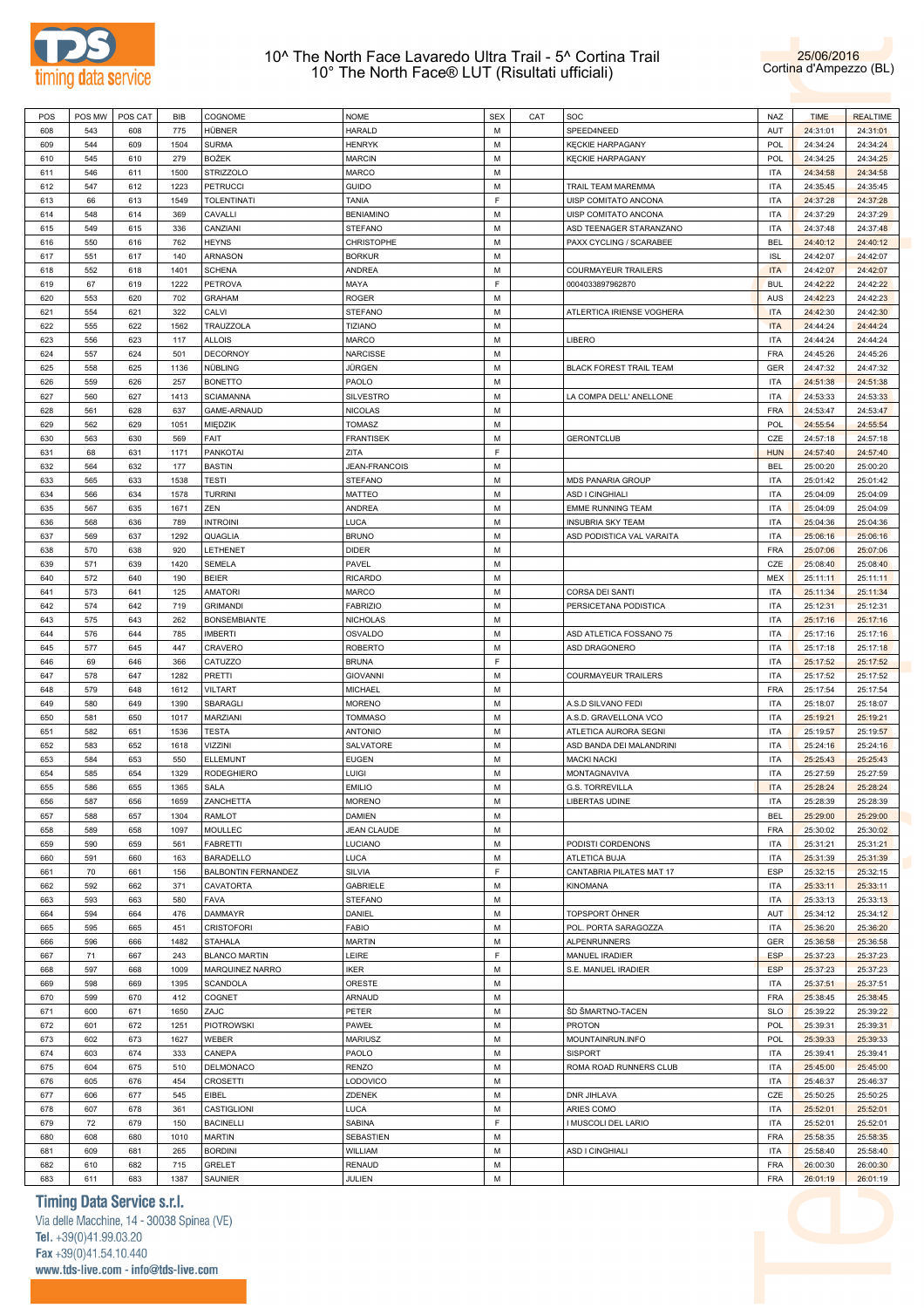# 10^ The North Face Lavaredo Ultra Trail - 5^ Cortina Trail
## 10° The North Face® LUT (Risultati ufficiali)

25/06/2016
Cortina d'Ampezzo (BL)

| POS | POS MW | POS CAT | BIB | COGNOME | NOME | SEX | CAT | SOC | NAZ | TIME | REALTIME |
|---|---|---|---|---|---|---|---|---|---|---|---|
| 608 | 543 | 608 | 775 | HÜBNER | HARALD | M | | SPEED4NEED | AUT | 24:31:01 | 24:31:01 |
| 609 | 544 | 609 | 1504 | SURMA | HENRYK | M | | KĘCKIE HARPAGANY | POL | 24:34:24 | 24:34:24 |
| 610 | 545 | 610 | 279 | BOŻEK | MARCIN | M | | KĘCKIE HARPAGANY | POL | 24:34:25 | 24:34:25 |
| 611 | 546 | 611 | 1500 | STRIZZOLO | MARCO | M | | | ITA | 24:34:58 | 24:34:58 |
| 612 | 547 | 612 | 1223 | PETRUCCI | GUIDO | M | | TRAIL TEAM MAREMMA | ITA | 24:35:45 | 24:35:45 |
| 613 | 66 | 613 | 1549 | TOLENTINATI | TANIA | F | | UISP COMITATO ANCONA | ITA | 24:37:28 | 24:37:28 |
| 614 | 548 | 614 | 369 | CAVALLI | BENIAMINO | M | | UISP COMITATO ANCONA | ITA | 24:37:29 | 24:37:29 |
| 615 | 549 | 615 | 336 | CANZIANI | STEFANO | M | | ASD TEENAGER STARANZANO | ITA | 24:37:48 | 24:37:48 |
| 616 | 550 | 616 | 762 | HEYNS | CHRISTOPHE | M | | PAXX CYCLING / SCARABEE | BEL | 24:40:12 | 24:40:12 |
| 617 | 551 | 617 | 140 | ARNASON | BORKUR | M | | | ISL | 24:42:07 | 24:42:07 |
| 618 | 552 | 618 | 1401 | SCHENA | ANDREA | M | | COURMAYEUR TRAILERS | ITA | 24:42:07 | 24:42:07 |
| 619 | 67 | 619 | 1222 | PETROVA | MAYA | F | | 0004033897962870 | BUL | 24:42:22 | 24:42:22 |
| 620 | 553 | 620 | 702 | GRAHAM | ROGER | M | | | AUS | 24:42:23 | 24:42:23 |
| 621 | 554 | 621 | 322 | CALVI | STEFANO | M | | ATLERTICA IRIENSE VOGHERA | ITA | 24:42:30 | 24:42:30 |
| 622 | 555 | 622 | 1562 | TRAUZZOLA | TIZIANO | M | | | ITA | 24:44:24 | 24:44:24 |
| 623 | 556 | 623 | 117 | ALLOIS | MARCO | M | | LIBERO | ITA | 24:44:24 | 24:44:24 |
| 624 | 557 | 624 | 501 | DECORNOY | NARCISSE | M | | | FRA | 24:45:26 | 24:45:26 |
| 625 | 558 | 625 | 1136 | NÜBLING | JÜRGEN | M | | BLACK FOREST TRAIL TEAM | GER | 24:47:32 | 24:47:32 |
| 626 | 559 | 626 | 257 | BONETTO | PAOLO | M | | | ITA | 24:51:38 | 24:51:38 |
| 627 | 560 | 627 | 1413 | SCIAMANNA | SILVESTRO | M | | LA COMPA DELL' ANELLONE | ITA | 24:53:33 | 24:53:33 |
| 628 | 561 | 628 | 637 | GAME-ARNAUD | NICOLAS | M | | | FRA | 24:53:47 | 24:53:47 |
| 629 | 562 | 629 | 1051 | MIĘDZIK | TOMASZ | M | | | POL | 24:55:54 | 24:55:54 |
| 630 | 563 | 630 | 569 | FAIT | FRANTISEK | M | | GERONTCLUB | CZE | 24:57:18 | 24:57:18 |
| 631 | 68 | 631 | 1171 | PANKOTAI | ZITA | F | | | HUN | 24:57:40 | 24:57:40 |
| 632 | 564 | 632 | 177 | BASTIN | JEAN-FRANCOIS | M | | | BEL | 25:00:20 | 25:00:20 |
| 633 | 565 | 633 | 1538 | TESTI | STEFANO | M | | MDS PANARIA GROUP | ITA | 25:01:42 | 25:01:42 |
| 634 | 566 | 634 | 1578 | TURRINI | MATTEO | M | | ASD I CINGHIALI | ITA | 25:04:09 | 25:04:09 |
| 635 | 567 | 635 | 1671 | ZEN | ANDREA | M | | EMME RUNNING TEAM | ITA | 25:04:09 | 25:04:09 |
| 636 | 568 | 636 | 789 | INTROINI | LUCA | M | | INSUBRIA SKY TEAM | ITA | 25:04:36 | 25:04:36 |
| 637 | 569 | 637 | 1292 | QUAGLIA | BRUNO | M | | ASD PODISTICA VAL VARAITA | ITA | 25:06:16 | 25:06:16 |
| 638 | 570 | 638 | 920 | LETHENET | DIDER | M | | | FRA | 25:07:06 | 25:07:06 |
| 639 | 571 | 639 | 1420 | SEMELA | PAVEL | M | | | CZE | 25:08:40 | 25:08:40 |
| 640 | 572 | 640 | 190 | BEIER | RICARDO | M | | | MEX | 25:11:11 | 25:11:11 |
| 641 | 573 | 641 | 125 | AMATORI | MARCO | M | | CORSA DEI SANTI | ITA | 25:11:34 | 25:11:34 |
| 642 | 574 | 642 | 719 | GRIMANDI | FABRIZIO | M | | PERSICETANA PODISTICA | ITA | 25:12:31 | 25:12:31 |
| 643 | 575 | 643 | 262 | BONSEMBIANTE | NICHOLAS | M | | | ITA | 25:17:16 | 25:17:16 |
| 644 | 576 | 644 | 785 | IMBERTI | OSVALDO | M | | ASD ATLETICA FOSSANO 75 | ITA | 25:17:16 | 25:17:16 |
| 645 | 577 | 645 | 447 | CRAVERO | ROBERTO | M | | ASD DRAGONERO | ITA | 25:17:18 | 25:17:18 |
| 646 | 69 | 646 | 366 | CATUZZO | BRUNA | F | | | ITA | 25:17:52 | 25:17:52 |
| 647 | 578 | 647 | 1282 | PRETTI | GIOVANNI | M | | COURMAYEUR TRAILERS | ITA | 25:17:52 | 25:17:52 |
| 648 | 579 | 648 | 1612 | VILTART | MICHAEL | M | | | FRA | 25:17:54 | 25:17:54 |
| 649 | 580 | 649 | 1390 | SBARAGLI | MORENO | M | | A.S.D SILVANO FEDI | ITA | 25:18:07 | 25:18:07 |
| 650 | 581 | 650 | 1017 | MARZIANI | TOMMASO | M | | A.S.D. GRAVELLONA VCO | ITA | 25:19:21 | 25:19:21 |
| 651 | 582 | 651 | 1536 | TESTA | ANTONIO | M | | ATLETICA AURORA SEGNI | ITA | 25:19:57 | 25:19:57 |
| 652 | 583 | 652 | 1618 | VIZZINI | SALVATORE | M | | ASD BANDA DEI MALANDRINI | ITA | 25:24:16 | 25:24:16 |
| 653 | 584 | 653 | 550 | ELLEMUNT | EUGEN | M | | MACKI NACKI | ITA | 25:25:43 | 25:25:43 |
| 654 | 585 | 654 | 1329 | RODEGHIERO | LUIGI | M | | MONTAGNAVIVA | ITA | 25:27:59 | 25:27:59 |
| 655 | 586 | 655 | 1365 | SALA | EMILIO | M | | G.S. TORREVILLA | ITA | 25:28:24 | 25:28:24 |
| 656 | 587 | 656 | 1659 | ZANCHETTA | MORENO | M | | LIBERTAS UDINE | ITA | 25:28:39 | 25:28:39 |
| 657 | 588 | 657 | 1304 | RAMLOT | DAMIEN | M | | | BEL | 25:29:00 | 25:29:00 |
| 658 | 589 | 658 | 1097 | MOULLEC | JEAN CLAUDE | M | | | FRA | 25:30:02 | 25:30:02 |
| 659 | 590 | 659 | 561 | FABRETTI | LUCIANO | M | | PODISTI CORDENONS | ITA | 25:31:21 | 25:31:21 |
| 660 | 591 | 660 | 163 | BARADELLO | LUCA | M | | ATLETICA BUJA | ITA | 25:31:39 | 25:31:39 |
| 661 | 70 | 661 | 156 | BALBONTIN FERNANDEZ | SILVIA | F | | CANTABRIA PILATES MAT 17 | ESP | 25:32:15 | 25:32:15 |
| 662 | 592 | 662 | 371 | CAVATORTA | GABRIELE | M | | KINOMANA | ITA | 25:33:11 | 25:33:11 |
| 663 | 593 | 663 | 580 | FAVA | STEFANO | M | | | ITA | 25:33:13 | 25:33:13 |
| 664 | 594 | 664 | 476 | DAMMAYR | DANIEL | M | | TOPSPORT ÖHNER | AUT | 25:34:12 | 25:34:12 |
| 665 | 595 | 665 | 451 | CRISTOFORI | FABIO | M | | POL. PORTA SARAGOZZA | ITA | 25:36:20 | 25:36:20 |
| 666 | 596 | 666 | 1482 | STAHALA | MARTIN | M | | ALPENRUNNERS | GER | 25:36:58 | 25:36:58 |
| 667 | 71 | 667 | 243 | BLANCO MARTIN | LEIRE | F | | MANUEL IRADIER | ESP | 25:37:23 | 25:37:23 |
| 668 | 597 | 668 | 1009 | MARQUINEZ NARRO | IKER | M | | S.E. MANUEL IRADIER | ESP | 25:37:23 | 25:37:23 |
| 669 | 598 | 669 | 1395 | SCANDOLA | ORESTE | M | | | ITA | 25:37:51 | 25:37:51 |
| 670 | 599 | 670 | 412 | COGNET | ARNAUD | M | | | FRA | 25:38:45 | 25:38:45 |
| 671 | 600 | 671 | 1650 | ZAJC | PETER | M | | ŠD ŠMARTNO-TACEN | SLO | 25:39:22 | 25:39:22 |
| 672 | 601 | 672 | 1251 | PIOTROWSKI | PAWEŁ | M | | PROTON | POL | 25:39:31 | 25:39:31 |
| 673 | 602 | 673 | 1627 | WEBER | MARIUSZ | M | | MOUNTAINRUN.INFO | POL | 25:39:33 | 25:39:33 |
| 674 | 603 | 674 | 333 | CANEPA | PAOLO | M | | SISPORT | ITA | 25:39:41 | 25:39:41 |
| 675 | 604 | 675 | 510 | DELMONACO | RENZO | M | | ROMA ROAD RUNNERS CLUB | ITA | 25:45:00 | 25:45:00 |
| 676 | 605 | 676 | 454 | CROSETTI | LODOVICO | M | | | ITA | 25:46:37 | 25:46:37 |
| 677 | 606 | 677 | 545 | EIBEL | ZDENEK | M | | DNR JIHLAVA | CZE | 25:50:25 | 25:50:25 |
| 678 | 607 | 678 | 361 | CASTIGLIONI | LUCA | M | | ARIES COMO | ITA | 25:52:01 | 25:52:01 |
| 679 | 72 | 679 | 150 | BACINELLI | SABINA | F | | I MUSCOLI DEL LARIO | ITA | 25:52:01 | 25:52:01 |
| 680 | 608 | 680 | 1010 | MARTIN | SEBASTIEN | M | | | FRA | 25:58:35 | 25:58:35 |
| 681 | 609 | 681 | 265 | BORDINI | WILLIAM | M | | ASD I CINGHIALI | ITA | 25:58:40 | 25:58:40 |
| 682 | 610 | 682 | 715 | GRELET | RENAUD | M | | | FRA | 26:00:30 | 26:00:30 |
| 683 | 611 | 683 | 1387 | SAUNIER | JULIEN | M | | | FRA | 26:01:19 | 26:01:19 |

**Timing Data Service s.r.l.**
Via delle Macchine, 14 - 30038 Spinea (VE)
Tel. +39(0)41.99.03.20
Fax +39(0)41.54.10.440
www.tds-live.com - info@tds-live.com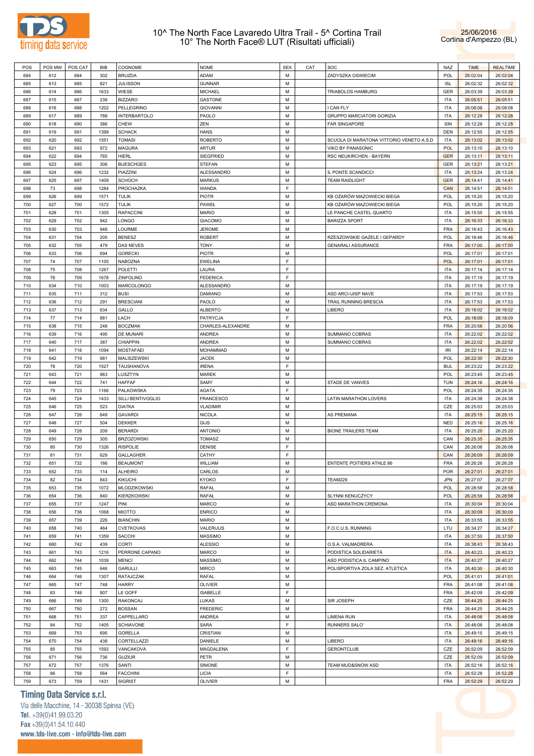# 10^ The North Face Lavaredo Ultra Trail - 5^ Cortina Trail
## 10° The North Face® LUT (Risultati ufficiali)

25/06/2016
Cortina d'Ampezzo (BL)

| POS | POS MW | POS CAT | BIB | COGNOME | NOME | SEX | CAT | SOC | NAZ | TIME | REALTIME |
|---|---|---|---|---|---|---|---|---|---|---|---|
| 684 | 612 | 684 | 302 | BRUZDA | ADAM | M | | ZADYSZKA OSWIECIM | POL | 26:02:04 | 26:02:04 |
| 685 | 613 | 685 | 821 | JULISSON | GUNNAR | M | | | ISL | 26:02:32 | 26:02:32 |
| 686 | 614 | 686 | 1633 | WIESE | MICHAEL | M | | TRIABOLOS HAMBURG | GER | 26:03:39 | 26:03:39 |
| 687 | 615 | 687 | 239 | BIZZARO | GASTONE | M | | | ITA | 26:05:51 | 26:05:51 |
| 688 | 616 | 688 | 1202 | PELLEGRINO | GIOVANNI | M | | I CAN FLY | ITA | 26:08:08 | 26:08:08 |
| 689 | 617 | 689 | 788 | INTERBARTOLO | PAOLO | M | | GRUPPO MARCIATORI GORIZIA | ITA | 26:12:28 | 26:12:28 |
| 690 | 618 | 690 | 386 | CHEW | ZEN | M | | FAR SINGAPORE | SIN | 26:12:28 | 26:12:28 |
| 691 | 619 | 691 | 1399 | SCHACK | HANS | M | | | DEN | 26:12:55 | 26:12:55 |
| 692 | 620 | 692 | 1551 | TOMASI | ROBERTO | M | | SCUOLA DI MARATONA VITTORIO VENETO A.S.D | ITA | 26:13:02 | 26:13:02 |
| 693 | 621 | 693 | 972 | MAGURA | ARTUR | M | | VIKO BY PANASONIC | POL | 26:13:10 | 26:13:10 |
| 694 | 622 | 694 | 765 | HIERL | SIEGFRIED | M | | RSC NEUKIRCHEN - BAYERN | GER | 26:13:11 | 26:13:11 |
| 695 | 623 | 695 | 306 | BUESCHGES | STEFAN | M | | | GER | 26:13:21 | 26:13:21 |
| 696 | 624 | 696 | 1232 | PIAZZINI | ALESSANDRO | M | | IL PONTE SCANDICCI | ITA | 26:13:24 | 26:13:24 |
| 697 | 625 | 697 | 1409 | SCHOCH | MARKUS | M | | TEAM RAIDLIGHT | GER | 26:14:41 | 26:14:41 |
| 698 | 73 | 698 | 1284 | PROCHAZKA | WANDA | F | | | CAN | 26:14:51 | 26:14:51 |
| 699 | 626 | 699 | 1571 | TULIK | PIOTR | M | | KB OŻARÓW MAZOWIECKI BIEGA | POL | 26:15:20 | 26:15:20 |
| 700 | 627 | 700 | 1572 | TULIK | PAWEŁ | M | | KB OŻARÓW MAZOWIECKI BIEGA | POL | 26:15:20 | 26:15:20 |
| 701 | 628 | 701 | 1305 | RAPACCINI | MARIO | M | | LE PANCHE CASTEL QUARTO | ITA | 26:15:55 | 26:15:55 |
| 702 | 629 | 702 | 942 | LONGO | GIACOMO | M | | BARIZZA SPORT | ITA | 26:16:33 | 26:16:33 |
| 703 | 630 | 703 | 948 | LOURME | JEROME | M | | | FRA | 26:16:43 | 26:16:43 |
| 704 | 631 | 704 | 205 | BENESZ | ROBERT | M | | RZESZOWSKIE GAZELE I GEPARDY | POL | 26:16:46 | 26:16:46 |
| 705 | 632 | 705 | 479 | DAS NEVES | TONY | M | | GENARALI ASSURANCE | FRA | 26:17:00 | 26:17:00 |
| 706 | 633 | 706 | 694 | GORECKI | PIOTR | M | | | POL | 26:17:01 | 26:17:01 |
| 707 | 74 | 707 | 1105 | NABOZNA | EWELINA | F | | | POL | 26:17:01 | 26:17:01 |
| 708 | 75 | 708 | 1267 | POLETTI | LAURA | F | | | ITA | 26:17:14 | 26:17:14 |
| 709 | 76 | 709 | 1678 | ZINFOLINO | FEDERICA | F | | | ITA | 26:17:19 | 26:17:19 |
| 710 | 634 | 710 | 1003 | MARCOLONGO | ALESSANDRO | M | | | ITA | 26:17:19 | 26:17:19 |
| 711 | 635 | 711 | 312 | BUSI | DAMIANO | M | | ASD ARCI-UISP NAVE | ITA | 26:17:53 | 26:17:53 |
| 712 | 636 | 712 | 291 | BRESCIANI | PAOLO | M | | TRAIL RUNNING BRESCIA | ITA | 26:17:53 | 26:17:53 |
| 713 | 637 | 713 | 634 | GALLO | ALBERTO | M | | LIBERO | ITA | 26:18:02 | 26:18:02 |
| 714 | 77 | 714 | 881 | ŁACH | PATRYCJA | F | | | POL | 26:18:09 | 26:18:09 |
| 715 | 638 | 715 | 248 | BOCZMAK | CHARLES-ALEXANDRE | M | | | FRA | 26:20:56 | 26:20:56 |
| 716 | 639 | 716 | 495 | DE MUNARI | ANDREA | M | | SUMMANO COBRAS | ITA | 26:22:02 | 26:22:02 |
| 717 | 640 | 717 | 387 | CHIAPPIN | ANDREA | M | | SUMMANO COBRAS | ITA | 26:22:02 | 26:22:02 |
| 718 | 641 | 718 | 1094 | MOSTAFAEI | MOHAMMAD | M | | | IRI | 26:22:14 | 26:22:14 |
| 719 | 642 | 719 | 981 | MALISZEWSKI | JACEK | M | | | POL | 26:22:30 | 26:22:30 |
| 720 | 78 | 720 | 1527 | TAUSHANOVA | IRENA | F | | | BUL | 26:23:22 | 26:23:22 |
| 721 | 643 | 721 | 963 | LUSZTYN | MAREK | M | | | POL | 26:23:45 | 26:23:45 |
| 722 | 644 | 722 | 741 | HAFFAF | SAMY | M | | STADE DE VANVES | TUN | 26:24:16 | 26:24:16 |
| 723 | 79 | 723 | 1166 | PALKOWSKA | AGATA | F | | | POL | 26:24:35 | 26:24:35 |
| 724 | 645 | 724 | 1433 | SILLI BENTIVOGLIO | FRANCESCO | M | | LATIN MARATHON LOVERS | ITA | 26:24:38 | 26:24:38 |
| 725 | 646 | 725 | 523 | DIATKA | VLADIMIR | M | | | CZE | 26:25:03 | 26:25:03 |
| 726 | 647 | 726 | 649 | GAVARDI | NICOLA | M | | AS PREMANA | ITA | 26:25:15 | 26:25:15 |
| 727 | 648 | 727 | 504 | DEKKER | GIJS | M | | | NED | 26:25:16 | 26:25:16 |
| 728 | 649 | 728 | 209 | BERARDI | ANTONIO | M | | BIONE TRAILERS TEAM | ITA | 26:25:20 | 26:25:20 |
| 729 | 650 | 729 | 305 | BRZOZOWSKI | TOMASZ | M | | | CAN | 26:25:35 | 26:25:35 |
| 730 | 80 | 730 | 1326 | RISPOLIE | DENISE | F | | | CAN | 26:26:08 | 26:26:08 |
| 731 | 81 | 731 | 629 | GALLAGHER | CATHY | F | | | CAN | 26:26:09 | 26:26:09 |
| 732 | 651 | 732 | 186 | BEAUMONT | WILLIAM | M | | ENTENTE POITIERS ATHLE 86 | FRA | 26:26:28 | 26:26:28 |
| 733 | 652 | 733 | 114 | ALHEIRO | CARLOS | M | | | POR | 26:27:01 | 26:27:01 |
| 734 | 82 | 734 | 843 | KIKUCHI | KYOKO | F | | TEAM229 | JPN | 26:27:07 | 26:27:07 |
| 735 | 653 | 735 | 1072 | MLODZIKOWSKI | RAFAL | M | | | POL | 26:28:58 | 26:28:58 |
| 736 | 654 | 736 | 840 | KIERZKOWSKI | RAFAŁ | M | | SLYNNI KENIJCZYCY | POL | 26:28:58 | 26:28:58 |
| 737 | 655 | 737 | 1247 | PINI | MARCO | M | | ASD MARATHON CREMONA | ITA | 26:30:04 | 26:30:04 |
| 738 | 656 | 738 | 1068 | MIOTTO | ENRICO | M | | | ITA | 26:30:09 | 26:30:09 |
| 739 | 657 | 739 | 226 | BIANCHIN | MARIO | M | | | ITA | 26:33:55 | 26:33:55 |
| 740 | 658 | 740 | 464 | CVETKOVAS | VALERIJUS | M | | F.O.C.U.S. RUNNING | LTU | 26:34:27 | 26:34:27 |
| 741 | 659 | 741 | 1359 | SACCHI | MASSIMO | M | | | ITA | 26:37:50 | 26:37:50 |
| 742 | 660 | 742 | 439 | CORTI | ALESSIO | M | | O.S.A. VALMADRERA | ITA | 26:38:43 | 26:38:43 |
| 743 | 661 | 743 | 1216 | PERRONE CAPANO | MARCO | M | | PODISTICA SOLIDARIETÀ | ITA | 26:40:23 | 26:40:23 |
| 744 | 662 | 744 | 1039 | MENCI | MASSIMO | M | | ASD PODISTICA IL CAMPINO | ITA | 26:40:27 | 26:40:27 |
| 745 | 663 | 745 | 646 | GARULLI | MIRCO | M | | POLISPORTIVA ZOLA SEZ. ATLETICA | ITA | 26:40:30 | 26:40:30 |
| 746 | 664 | 746 | 1307 | RATAJCZAK | RAFAL | M | | | POL | 26:41:01 | 26:41:01 |
| 747 | 665 | 747 | 748 | HARRY | OLIVIER | M | | | FRA | 26:41:08 | 26:41:08 |
| 748 | 83 | 748 | 907 | LE GOFF | ISABELLE | F | | | FRA | 26:42:09 | 26:42:09 |
| 749 | 666 | 749 | 1300 | RAKONCAJ | LUKAS | M | | SIR JOSEPH | CZE | 26:44:25 | 26:44:25 |
| 750 | 667 | 750 | 272 | BOSSAN | FREDERIC | M | | | FRA | 26:44:25 | 26:44:25 |
| 751 | 668 | 751 | 337 | CAPPELLARO | ANDREA | M | | LIMENA RUN | ITA | 26:48:08 | 26:48:08 |
| 752 | 84 | 752 | 1405 | SCHIAVONE | SARA | F | | RUNNERS SALO' | ITA | 26:48:08 | 26:48:08 |
| 753 | 669 | 753 | 695 | GORELLA | CRISTIAN | M | | | ITA | 26:49:15 | 26:49:15 |
| 754 | 670 | 754 | 438 | CORTELLAZZI | DANIELE | M | | LIBERO | ITA | 26:49:16 | 26:49:16 |
| 755 | 85 | 755 | 1592 | VANCAKOVA | MAGDALENA | F | | GERONTCLUB | CZE | 26:52:09 | 26:52:09 |
| 756 | 671 | 756 | 736 | GUZIUR | PETR | M | | | CZE | 26:52:09 | 26:52:09 |
| 757 | 672 | 757 | 1376 | SANTI | SIMONE | M | | TEAM MUD&SNOW ASD | ITA | 26:52:16 | 26:52:16 |
| 758 | 86 | 758 | 564 | FACCHINI | LICIA | F | | | ITA | 26:52:28 | 26:52:28 |
| 759 | 673 | 759 | 1431 | SIGRIST | OLIVIER | M | | | FRA | 26:52:29 | 26:52:29 |

**Timing Data Service s.r.l.**
Via delle Macchine, 14 - 30038 Spinea (VE)
Tel. +39(0)41.99.03.20
Fax +39(0)41.54.10.440
www.tds-live.com - info@tds-live.com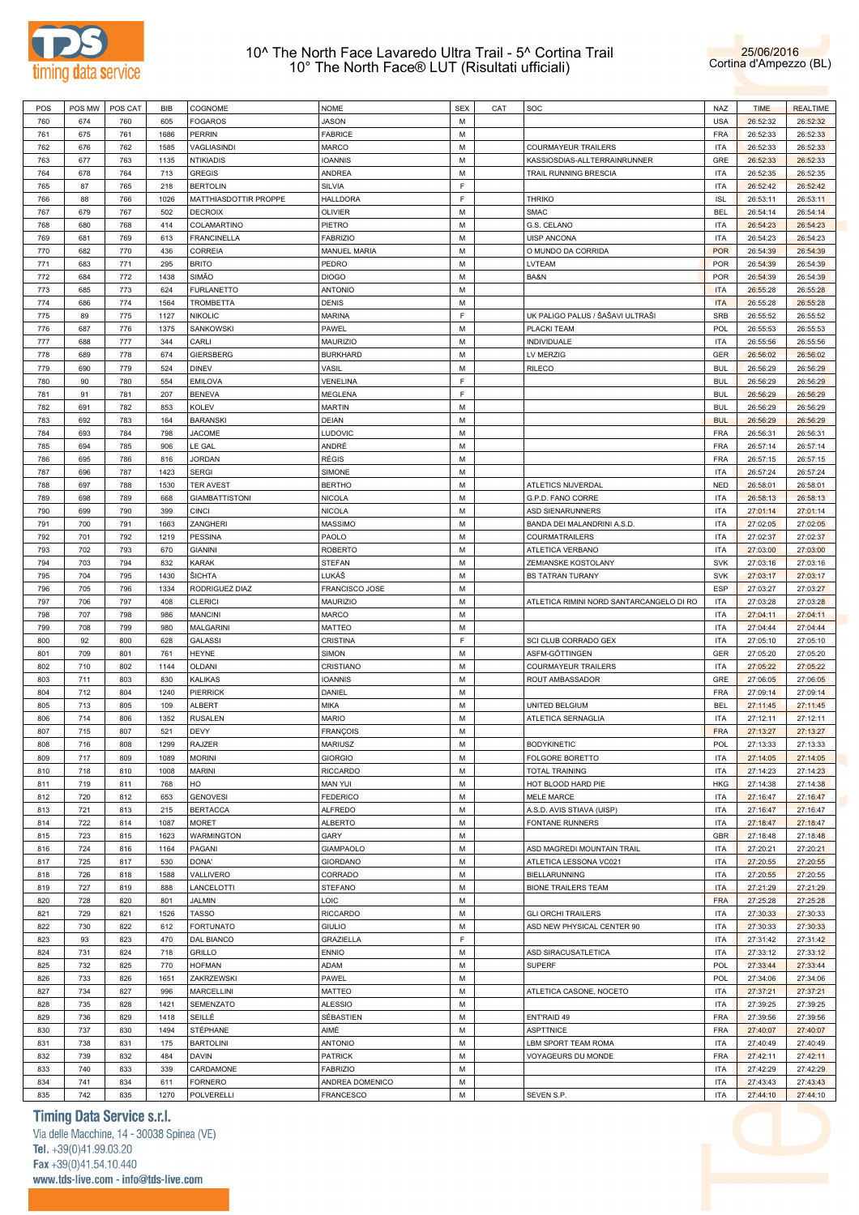# 10^ The North Face Lavaredo Ultra Trail - 5^ Cortina Trail
## 10° The North Face® LUT (Risultati ufficiali)

25/06/2016
Cortina d'Ampezzo (BL)

| POS | POS MW | POS CAT | BIB | COGNOME | NOME | SEX | CAT | SOC | NAZ | TIME | REALTIME |
|---|---|---|---|---|---|---|---|---|---|---|---|
| 760 | 674 | 760 | 605 | FOGAROS | JASON | M | | | USA | 26:52:32 | 26:52:32 |
| 761 | 675 | 761 | 1686 | PERRIN | FABRICE | M | | | FRA | 26:52:33 | 26:52:33 |
| 762 | 676 | 762 | 1585 | VAGLIASINDI | MARCO | M | | COURMAYEUR TRAILERS | ITA | 26:52:33 | 26:52:33 |
| 763 | 677 | 763 | 1135 | NTIKIADIS | IOANNIS | M | | KASSIOSDIAS-ALLTERRAINRUNNER | GRE | 26:52:33 | 26:52:33 |
| 764 | 678 | 764 | 713 | GREGIS | ANDREA | M | | TRAIL RUNNING BRESCIA | ITA | 26:52:35 | 26:52:35 |
| 765 | 87 | 765 | 218 | BERTOLIN | SILVIA | F | | | ITA | 26:52:42 | 26:52:42 |
| 766 | 88 | 766 | 1026 | MATTHIASDOTTIR PROPPE | HALLDORA | F | | THRIKO | ISL | 26:53:11 | 26:53:11 |
| 767 | 679 | 767 | 502 | DECROIX | OLIVIER | M | | SMAC | BEL | 26:54:14 | 26:54:14 |
| 768 | 680 | 768 | 414 | COLAMARTINO | PIETRO | M | | G.S. CELANO | ITA | 26:54:23 | 26:54:23 |
| 769 | 681 | 769 | 613 | FRANCINELLA | FABRIZIO | M | | UISP ANCONA | ITA | 26:54:23 | 26:54:23 |
| 770 | 682 | 770 | 436 | CORREIA | MANUEL MARIA | M | | O MUNDO DA CORRIDA | POR | 26:54:39 | 26:54:39 |
| 771 | 683 | 771 | 295 | BRITO | PEDRO | M | | LVTEAM | POR | 26:54:39 | 26:54:39 |
| 772 | 684 | 772 | 1438 | SIMÃO | DIOGO | M | | BA&N | POR | 26:54:39 | 26:54:39 |
| 773 | 685 | 773 | 624 | FURLANETTO | ANTONIO | M | | | ITA | 26:55:28 | 26:55:28 |
| 774 | 686 | 774 | 1564 | TROMBETTA | DENIS | M | | | ITA | 26:55:28 | 26:55:28 |
| 775 | 89 | 775 | 1127 | NIKOLIC | MARINA | F | | UK PALIGO PALUS / ŠAŠAVI ULTRAŠI | SRB | 26:55:52 | 26:55:52 |
| 776 | 687 | 776 | 1375 | SANKOWSKI | PAWEL | M | | PLACKI TEAM | POL | 26:55:53 | 26:55:53 |
| 777 | 688 | 777 | 344 | CARLI | MAURIZIO | M | | INDIVIDUALE | ITA | 26:55:56 | 26:55:56 |
| 778 | 689 | 778 | 674 | GIERSBERG | BURKHARD | M | | LV MERZIG | GER | 26:56:02 | 26:56:02 |
| 779 | 690 | 779 | 524 | DINEV | VASIL | M | | RILECO | BUL | 26:56:29 | 26:56:29 |
| 780 | 90 | 780 | 554 | EMILOVA | VENELINA | F | | | BUL | 26:56:29 | 26:56:29 |
| 781 | 91 | 781 | 207 | BENEVA | MEGLENA | F | | | BUL | 26:56:29 | 26:56:29 |
| 782 | 691 | 782 | 853 | KOLEV | MARTIN | M | | | BUL | 26:56:29 | 26:56:29 |
| 783 | 692 | 783 | 164 | BARANSKI | DEIAN | M | | | BUL | 26:56:29 | 26:56:29 |
| 784 | 693 | 784 | 798 | JACOME | LUDOVIC | M | | | FRA | 26:56:31 | 26:56:31 |
| 785 | 694 | 785 | 906 | LE GAL | ANDRÉ | M | | | FRA | 26:57:14 | 26:57:14 |
| 786 | 695 | 786 | 816 | JORDAN | RÉGIS | M | | | FRA | 26:57:15 | 26:57:15 |
| 787 | 696 | 787 | 1423 | SERGI | SIMONE | M | | | ITA | 26:57:24 | 26:57:24 |
| 788 | 697 | 788 | 1530 | TER AVEST | BERTHO | M | | ATLETICS NIJVERDAL | NED | 26:58:01 | 26:58:01 |
| 789 | 698 | 789 | 668 | GIAMBATTISTONI | NICOLA | M | | G.P.D. FANO CORRE | ITA | 26:58:13 | 26:58:13 |
| 790 | 699 | 790 | 399 | CINCI | NICOLA | M | | ASD SIENARUNNERS | ITA | 27:01:14 | 27:01:14 |
| 791 | 700 | 791 | 1663 | ZANGHERI | MASSIMO | M | | BANDA DEI MALANDRINI A.S.D. | ITA | 27:02:05 | 27:02:05 |
| 792 | 701 | 792 | 1219 | PESSINA | PAOLO | M | | COURMATRAILERS | ITA | 27:02:37 | 27:02:37 |
| 793 | 702 | 793 | 670 | GIANINI | ROBERTO | M | | ATLETICA VERBANO | ITA | 27:03:00 | 27:03:00 |
| 794 | 703 | 794 | 832 | KARAK | STEFAN | M | | ZEMIANSKE KOSTOLANY | SVK | 27:03:16 | 27:03:16 |
| 795 | 704 | 795 | 1430 | ŠICHTA | LUKÁŠ | M | | BS TATRAN TURANY | SVK | 27:03:17 | 27:03:17 |
| 796 | 705 | 796 | 1334 | RODRIGUEZ DIAZ | FRANCISCO JOSE | M | | | ESP | 27:03:27 | 27:03:27 |
| 797 | 706 | 797 | 408 | CLERICI | MAURIZIO | M | | ATLETICA RIMINI NORD SANTARCANGELO DI RO | ITA | 27:03:28 | 27:03:28 |
| 798 | 707 | 798 | 986 | MANCINI | MARCO | M | | | ITA | 27:04:11 | 27:04:11 |
| 799 | 708 | 799 | 980 | MALGARINI | MATTEO | M | | | ITA | 27:04:44 | 27:04:44 |
| 800 | 92 | 800 | 628 | GALASSI | CRISTINA | F | | SCI CLUB CORRADO GEX | ITA | 27:05:10 | 27:05:10 |
| 801 | 709 | 801 | 761 | HEYNE | SIMON | M | | ASFM-GÖTTINGEN | GER | 27:05:20 | 27:05:20 |
| 802 | 710 | 802 | 1144 | OLDANI | CRISTIANO | M | | COURMAYEUR TRAILERS | ITA | 27:05:22 | 27:05:22 |
| 803 | 711 | 803 | 830 | KALIKAS | IOANNIS | M | | ROUT AMBASSADOR | GRE | 27:06:05 | 27:06:05 |
| 804 | 712 | 804 | 1240 | PIERRICK | DANIEL | M | | | FRA | 27:09:14 | 27:09:14 |
| 805 | 713 | 805 | 109 | ALBERT | MIKA | M | | UNITED BELGIUM | BEL | 27:11:45 | 27:11:45 |
| 806 | 714 | 806 | 1352 | RUSALEN | MARIO | M | | ATLETICA SERNAGLIA | ITA | 27:12:11 | 27:12:11 |
| 807 | 715 | 807 | 521 | DEVY | FRANÇOIS | M | | | FRA | 27:13:27 | 27:13:27 |
| 808 | 716 | 808 | 1299 | RAJZER | MARIUSZ | M | | BODYKINETIC | POL | 27:13:33 | 27:13:33 |
| 809 | 717 | 809 | 1089 | MORINI | GIORGIO | M | | FOLGORE BORETTO | ITA | 27:14:05 | 27:14:05 |
| 810 | 718 | 810 | 1008 | MARINI | RICCARDO | M | | TOTAL TRAINING | ITA | 27:14:23 | 27:14:23 |
| 811 | 719 | 811 | 768 | HO | MAN YUI | M | | HOT BLOOD HARD PIE | HKG | 27:14:38 | 27:14:38 |
| 812 | 720 | 812 | 653 | GENOVESI | FEDERICO | M | | MELE MARCE | ITA | 27:16:47 | 27:16:47 |
| 813 | 721 | 813 | 215 | BERTACCA | ALFREDO | M | | A.S.D. AVIS STIAVA (UISP) | ITA | 27:16:47 | 27:16:47 |
| 814 | 722 | 814 | 1087 | MORET | ALBERTO | M | | FONTANE RUNNERS | ITA | 27:18:47 | 27:18:47 |
| 815 | 723 | 815 | 1623 | WARMINGTON | GARY | M | | | GBR | 27:18:48 | 27:18:48 |
| 816 | 724 | 816 | 1164 | PAGANI | GIAMPAOLO | M | | ASD MAGREDI MOUNTAIN TRAIL | ITA | 27:20:21 | 27:20:21 |
| 817 | 725 | 817 | 530 | DONA' | GIORDANO | M | | ATLETICA LESSONA VC021 | ITA | 27:20:55 | 27:20:55 |
| 818 | 726 | 818 | 1588 | VALLIVERO | CORRADO | M | | BIELLARUNNING | ITA | 27:20:55 | 27:20:55 |
| 819 | 727 | 819 | 888 | LANCELOTTI | STEFANO | M | | BIONE TRAILERS TEAM | ITA | 27:21:29 | 27:21:29 |
| 820 | 728 | 820 | 801 | JALMIN | LOIC | M | | | FRA | 27:25:28 | 27:25:28 |
| 821 | 729 | 821 | 1526 | TASSO | RICCARDO | M | | GLI ORCHI TRAILERS | ITA | 27:30:33 | 27:30:33 |
| 822 | 730 | 822 | 612 | FORTUNATO | GIULIO | M | | ASD NEW PHYSICAL CENTER 90 | ITA | 27:30:33 | 27:30:33 |
| 823 | 93 | 823 | 470 | DAL BIANCO | GRAZIELLA | F | | | ITA | 27:31:42 | 27:31:42 |
| 824 | 731 | 824 | 718 | GRILLO | ENNIO | M | | ASD SIRACUSATLETICA | ITA | 27:33:12 | 27:33:12 |
| 825 | 732 | 825 | 770 | HOFMAN | ADAM | M | | SUPERF | POL | 27:33:44 | 27:33:44 |
| 826 | 733 | 826 | 1651 | ZAKRZEWSKI | PAWEL | M | | | POL | 27:34:06 | 27:34:06 |
| 827 | 734 | 827 | 996 | MARCELLINI | MATTEO | M | | ATLETICA CASONE, NOCETO | ITA | 27:37:21 | 27:37:21 |
| 828 | 735 | 828 | 1421 | SEMENZATO | ALESSIO | M | | | ITA | 27:39:25 | 27:39:25 |
| 829 | 736 | 829 | 1418 | SEILLÉ | SÉBASTIEN | M | | ENT'RAID 49 | FRA | 27:39:56 | 27:39:56 |
| 830 | 737 | 830 | 1494 | STÉPHANE | AIMÉ | M | | ASPTTNICE | FRA | 27:40:07 | 27:40:07 |
| 831 | 738 | 831 | 175 | BARTOLINI | ANTONIO | M | | LBM SPORT TEAM ROMA | ITA | 27:40:49 | 27:40:49 |
| 832 | 739 | 832 | 484 | DAVIN | PATRICK | M | | VOYAGEURS DU MONDE | FRA | 27:42:11 | 27:42:11 |
| 833 | 740 | 833 | 339 | CARDAMONE | FABRIZIO | M | | | ITA | 27:42:29 | 27:42:29 |
| 834 | 741 | 834 | 611 | FORNERO | ANDREA DOMENICO | M | | | ITA | 27:43:43 | 27:43:43 |
| 835 | 742 | 835 | 1270 | POLVERELLI | FRANCESCO | M | | SEVEN S.P. | ITA | 27:44:10 | 27:44:10 |

**Timing Data Service s.r.l.**
Via delle Macchine, 14 - 30038 Spinea (VE)
Tel. +39(0)41.99.03.20
Fax +39(0)41.54.10.440
www.tds-live.com - info@tds-live.com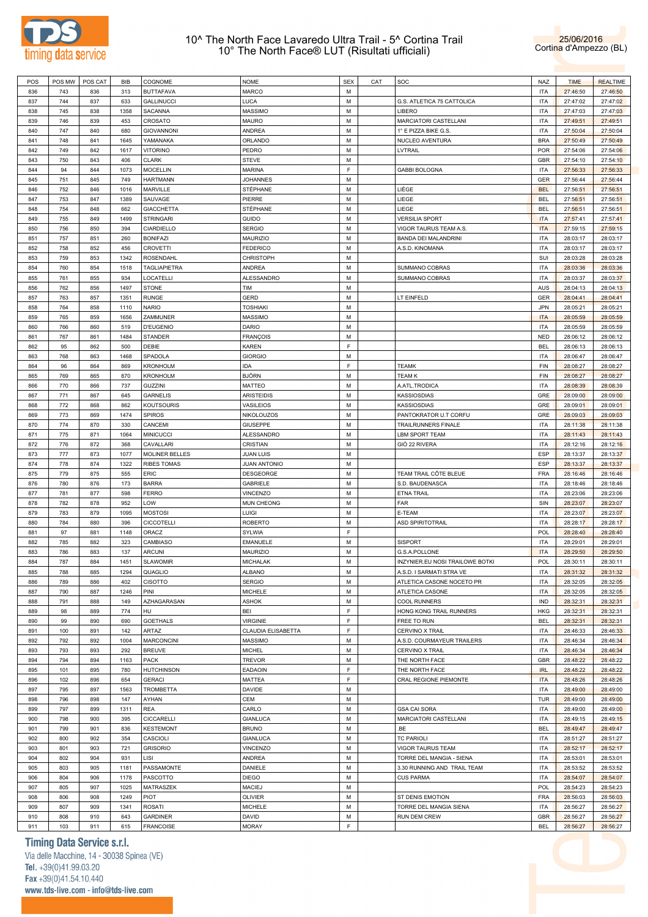# 10^ The North Face Lavaredo Ultra Trail - 5^ Cortina Trail
# 10° The North Face® LUT (Risultati ufficiali)

25/06/2016
Cortina d'Ampezzo (BL)

| POS | POS MW | POS CAT | BIB | COGNOME | NOME | SEX | CAT | SOC | NAZ | TIME | REALTIME |
|---|---|---|---|---|---|---|---|---|---|---|---|
| 836 | 743 | 836 | 313 | BUTTAFAVA | MARCO | M | | | ITA | 27:46:50 | 27:46:50 |
| 837 | 744 | 837 | 633 | GALLINUCCI | LUCA | M | | G.S. ATLETICA 75 CATTOLICA | ITA | 27:47:02 | 27:47:02 |
| 838 | 745 | 838 | 1358 | SACANNA | MASSIMO | M | | LIBERO | ITA | 27:47:03 | 27:47:03 |
| 839 | 746 | 839 | 453 | CROSATO | MAURO | M | | MARCIATORI CASTELLANI | ITA | 27:49:51 | 27:49:51 |
| 840 | 747 | 840 | 680 | GIOVANNONI | ANDREA | M | | 1° E PIZZA BIKE G.S. | ITA | 27:50:04 | 27:50:04 |
| 841 | 748 | 841 | 1645 | YAMANAKA | ORLANDO | M | | NUCLEO AVENTURA | BRA | 27:50:49 | 27:50:49 |
| 842 | 749 | 842 | 1617 | VITORINO | PEDRO | M | | LVTRAIL | POR | 27:54:06 | 27:54:06 |
| 843 | 750 | 843 | 406 | CLARK | STEVE | M | | | GBR | 27:54:10 | 27:54:10 |
| 844 | 94 | 844 | 1073 | MOCELLIN | MARINA | F | | GABBI BOLOGNA | ITA | 27:56:33 | 27:56:33 |
| 845 | 751 | 845 | 749 | HARTMANN | JOHANNES | M | | | GER | 27:56:44 | 27:56:44 |
| 846 | 752 | 846 | 1016 | MARVILLE | STÉPHANE | M | | LIÈGE | BEL | 27:56:51 | 27:56:51 |
| 847 | 753 | 847 | 1389 | SAUVAGE | PIERRE | M | | LIEGE | BEL | 27:56:51 | 27:56:51 |
| 848 | 754 | 848 | 662 | GIACCHETTA | STÉPHANE | M | | LIEGE | BEL | 27:56:51 | 27:56:51 |
| 849 | 755 | 849 | 1499 | STRINGARI | GUIDO | M | | VERSILIA SPORT | ITA | 27:57:41 | 27:57:41 |
| 850 | 756 | 850 | 394 | CIARDIELLO | SERGIO | M | | VIGOR TAURUS TEAM A.S. | ITA | 27:59:15 | 27:59:15 |
| 851 | 757 | 851 | 260 | BONIFAZI | MAURIZIO | M | | BANDA DEI MALANDRINI | ITA | 28:03:17 | 28:03:17 |
| 852 | 758 | 852 | 456 | CROVETTI | FEDERICO | M | | A.S.D. KINOMANA | ITA | 28:03:17 | 28:03:17 |
| 853 | 759 | 853 | 1342 | ROSENDAHL | CHRISTOPH | M | | | SUI | 28:03:28 | 28:03:28 |
| 854 | 760 | 854 | 1518 | TAGLIAPIETRA | ANDREA | M | | SUMMANO COBRAS | ITA | 28:03:36 | 28:03:36 |
| 855 | 761 | 855 | 934 | LOCATELLI | ALESSANDRO | M | | SUMMANO COBRAS | ITA | 28:03:37 | 28:03:37 |
| 856 | 762 | 856 | 1497 | STONE | TIM | M | | | AUS | 28:04:13 | 28:04:13 |
| 857 | 763 | 857 | 1351 | RUNGE | GERD | M | | LT EINFELD | GER | 28:04:41 | 28:04:41 |
| 858 | 764 | 858 | 1110 | NARIO | TOSHIAKI | M | | | JPN | 28:05:21 | 28:05:21 |
| 859 | 765 | 859 | 1656 | ZAMMUNER | MASSIMO | M | | | ITA | 28:05:59 | 28:05:59 |
| 860 | 766 | 860 | 519 | D'EUGENIO | DARIO | M | | | ITA | 28:05:59 | 28:05:59 |
| 861 | 767 | 861 | 1484 | STANDER | FRANÇOIS | M | | | NED | 28:06:12 | 28:06:12 |
| 862 | 95 | 862 | 500 | DEBIE | KAREN | F | | | BEL | 28:06:13 | 28:06:13 |
| 863 | 768 | 863 | 1468 | SPADOLA | GIORGIO | M | | | ITA | 28:06:47 | 28:06:47 |
| 864 | 96 | 864 | 869 | KRONHOLM | IDA | F | | TEAMK | FIN | 28:08:27 | 28:08:27 |
| 865 | 769 | 865 | 870 | KRONHOLM | BJÖRN | M | | TEAM K | FIN | 28:08:27 | 28:08:27 |
| 866 | 770 | 866 | 737 | GUZZINI | MATTEO | M | | A.ATL.TRODICA | ITA | 28:08:39 | 28:08:39 |
| 867 | 771 | 867 | 645 | GARNELIS | ARISTEIDIS | M | | KASSIOSDIAS | GRE | 28:09:00 | 28:09:00 |
| 868 | 772 | 868 | 862 | KOUTSOURIS | VASILEIOS | M | | KASSIOSDIAS | GRE | 28:09:01 | 28:09:01 |
| 869 | 773 | 869 | 1474 | SPIROS | NIKOLOUZOS | M | | PANTOKRATOR U.T CORFU | GRE | 28:09:03 | 28:09:03 |
| 870 | 774 | 870 | 330 | CANCEMI | GIUSEPPE | M | | TRAILRUNNERS FINALE | ITA | 28:11:38 | 28:11:38 |
| 871 | 775 | 871 | 1064 | MINICUCCI | ALESSANDRO | M | | LBM SPORT TEAM | ITA | 28:11:43 | 28:11:43 |
| 872 | 776 | 872 | 368 | CAVALLARI | CRISTIAN | M | | GIÒ 22 RIVERA | ITA | 28:12:16 | 28:12:16 |
| 873 | 777 | 873 | 1077 | MOLINER BELLES | JUAN LUIS | M | | | ESP | 28:13:37 | 28:13:37 |
| 874 | 778 | 874 | 1322 | RIBES TOMAS | JUAN ANTONIO | M | | | ESP | 28:13:37 | 28:13:37 |
| 875 | 779 | 875 | 555 | ERIC | DESGEORGE | M | | TEAM TRAIL CÔTE BLEUE | FRA | 28:16:46 | 28:16:46 |
| 876 | 780 | 876 | 173 | BARRA | GABRIELE | M | | S.D. BAUDENASCA | ITA | 28:18:46 | 28:18:46 |
| 877 | 781 | 877 | 598 | FERRO | VINCENZO | M | | ETNA TRAIL | ITA | 28:23:06 | 28:23:06 |
| 878 | 782 | 878 | 952 | LOW | MUN CHEONG | M | | FAR | SIN | 28:23:07 | 28:23:07 |
| 879 | 783 | 879 | 1095 | MOSTOSI | LUIGI | M | | E-TEAM | ITA | 28:23:07 | 28:23:07 |
| 880 | 784 | 880 | 396 | CICCOTELLI | ROBERTO | M | | ASD SPIRITOTRAIL | ITA | 28:28:17 | 28:28:17 |
| 881 | 97 | 881 | 1148 | ORACZ | SYLWIA | F | | | POL | 28:28:40 | 28:28:40 |
| 882 | 785 | 882 | 323 | CAMBIASO | EMANUELE | M | | SISPORT | ITA | 28:29:01 | 28:29:01 |
| 883 | 786 | 883 | 137 | ARCUNI | MAURIZIO | M | | G.S.A.POLLONE | ITA | 28:29:50 | 28:29:50 |
| 884 | 787 | 884 | 1451 | SLAWOMIR | MICHALAK | M | | INZYNIER.EU NOSI TRAILOWE BOTKI | POL | 28:30:11 | 28:30:11 |
| 885 | 788 | 885 | 1294 | QUAGLIO | ALBANO | M | | A.S.D. I SARMATI STRA VE | ITA | 28:31:32 | 28:31:32 |
| 886 | 789 | 886 | 402 | CISOTTO | SERGIO | M | | ATLETICA CASONE NOCETO PR | ITA | 28:32:05 | 28:32:05 |
| 887 | 790 | 887 | 1246 | PINI | MICHELE | M | | ATLETICA CASONE | ITA | 28:32:05 | 28:32:05 |
| 888 | 791 | 888 | 149 | AZHAGARASAN | ASHOK | M | | COOL RUNNERS | IND | 28:32:31 | 28:32:31 |
| 889 | 98 | 889 | 774 | HU | BEI | F | | HONG KONG TRAIL RUNNERS | HKG | 28:32:31 | 28:32:31 |
| 890 | 99 | 890 | 690 | GOETHALS | VIRGINIE | F | | FREE TO RUN | BEL | 28:32:31 | 28:32:31 |
| 891 | 100 | 891 | 142 | ARTAZ | CLAUDIA ELISABETTA | F | | CERVINO X TRAIL | ITA | 28:46:33 | 28:46:33 |
| 892 | 792 | 892 | 1004 | MARCONCINI | MASSIMO | M | | A.S.D. COURMAYEUR TRAILERS | ITA | 28:46:34 | 28:46:34 |
| 893 | 793 | 893 | 292 | BREUVE | MICHEL | M | | CERVINO X TRAIL | ITA | 28:46:34 | 28:46:34 |
| 894 | 794 | 894 | 1163 | PACK | TREVOR | M | | THE NORTH FACE | GBR | 28:48:22 | 28:48:22 |
| 895 | 101 | 895 | 780 | HUTCHINSON | EADAOIN | F | | THE NORTH FACE | IRL | 28:48:22 | 28:48:22 |
| 896 | 102 | 896 | 654 | GERACI | MATTEA | F | | CRAL REGIONE PIEMONTE | ITA | 28:48:26 | 28:48:26 |
| 897 | 795 | 897 | 1563 | TROMBETTA | DAVIDE | M | | | ITA | 28:49:00 | 28:49:00 |
| 898 | 796 | 898 | 147 | AYHAN | CEM | M | | | TUR | 28:49:00 | 28:49:00 |
| 899 | 797 | 899 | 1311 | REA | CARLO | M | | GSA CAI SORA | ITA | 28:49:00 | 28:49:00 |
| 900 | 798 | 900 | 395 | CICCARELLI | GIANLUCA | M | | MARCIATORI CASTELLANI | ITA | 28:49:15 | 28:49:15 |
| 901 | 799 | 901 | 836 | KESTEMONT | BRUNO | M | | .BE | BEL | 28:49:47 | 28:49:47 |
| 902 | 800 | 902 | 354 | CASCIOLI | GIANLUCA | M | | TC PARIOLI | ITA | 28:51:27 | 28:51:27 |
| 903 | 801 | 903 | 721 | GRISORIO | VINCENZO | M | | VIGOR TAURUS TEAM | ITA | 28:52:17 | 28:52:17 |
| 904 | 802 | 904 | 931 | LISI | ANDREA | M | | TORRE DEL MANGIA - SIENA | ITA | 28:53:01 | 28:53:01 |
| 905 | 803 | 905 | 1181 | PASSAMONTE | DANIELE | M | | 3.30 RUNNING AND TRAIL TEAM | ITA | 28:53:52 | 28:53:52 |
| 906 | 804 | 906 | 1178 | PASCOTTO | DIEGO | M | | CUS PARMA | ITA | 28:54:07 | 28:54:07 |
| 907 | 805 | 907 | 1025 | MATRASZEK | MACIEJ | M | | | POL | 28:54:23 | 28:54:23 |
| 908 | 806 | 908 | 1249 | PIOT | OLIVIER | M | | ST DENIS EMOTION | FRA | 28:56:03 | 28:56:03 |
| 909 | 807 | 909 | 1341 | ROSATI | MICHELE | M | | TORRE DEL MANGIA SIENA | ITA | 28:56:27 | 28:56:27 |
| 910 | 808 | 910 | 643 | GARDINER | DAVID | M | | RUN DEM CREW | GBR | 28:56:27 | 28:56:27 |
| 911 | 103 | 911 | 615 | FRANCOISE | MORAY | F | | | BEL | 28:56:27 | 28:56:27 |

**Timing Data Service s.r.l.**
Via delle Macchine, 14 - 30038 Spinea (VE)
Tel. +39(0)41.99.03.20
Fax +39(0)41.54.10.440
www.tds-live.com - info@tds-live.com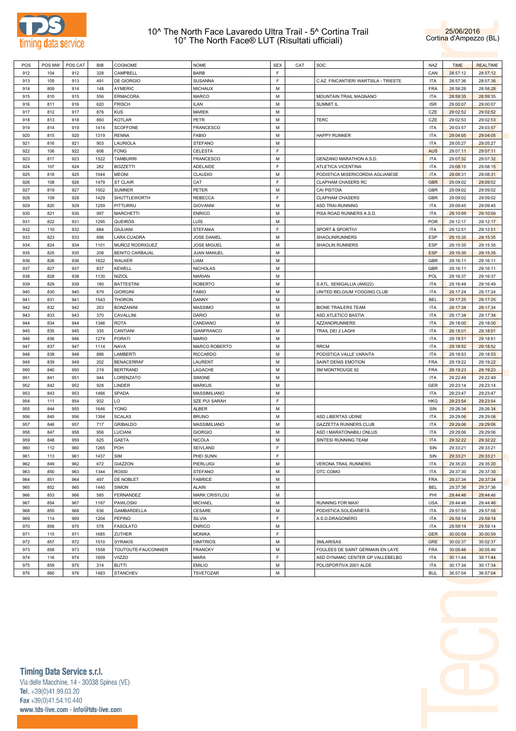# 10^ The North Face Lavaredo Ultra Trail - 5^ Cortina Trail
# 10° The North Face® LUT (Risultati ufficiali)

25/06/2016
Cortina d'Ampezzo (BL)

| POS | POS MW | POS CAT | BIB | COGNOME | NOME | SEX | CAT | SOC | NAZ | TIME | REALTIME |
|---|---|---|---|---|---|---|---|---|---|---|---|
| 912 | 104 | 912 | 328 | CAMPBELL | BARB | F | | | CAN | 28:57:12 | 28:57:12 |
| 913 | 105 | 913 | 491 | DE GIORGIO | SUSANNA | F | | C.AZ. FINCANTIERI WARTSILA - TRIESTE | ITA | 28:57:36 | 28:57:36 |
| 914 | 809 | 914 | 148 | AYMERIC | MICHAUX | M | | | FRA | 28:58:28 | 28:58:28 |
| 915 | 810 | 915 | 556 | ERMACORA | MARCO | M | | MOUNTAIN TRAIL MAGNANO | ITA | 28:59:35 | 28:59:35 |
| 916 | 811 | 916 | 620 | FRISCH | ILAN | M | | SUMMIT IL | ISR | 29:00:07 | 29:00:07 |
| 917 | 812 | 917 | 876 | KUS | MAREK | M | | | CZE | 29:02:52 | 29:02:52 |
| 918 | 813 | 918 | 860 | KOTLAR | PETR | M | | TERC | CZE | 29:02:53 | 29:02:53 |
| 919 | 814 | 919 | 1414 | SCOFFONE | FRANCESCO | M | | | ITA | 29:03:57 | 29:03:57 |
| 920 | 815 | 920 | 1319 | RENNA | FABIO | M | | HAPPY RUNNER | ITA | 29:04:05 | 29:04:05 |
| 921 | 816 | 921 | 903 | LAURIOLA | STEFANO | M | | | ITA | 29:05:27 | 29:05:27 |
| 922 | 106 | 922 | 606 | FONG | CELESTA | F | | | AUS | 29:07:11 | 29:07:11 |
| 923 | 817 | 923 | 1522 | TAMBURRI | FRANCESCO | M | | GENZANO MARATHON A.S.D. | ITA | 29:07:32 | 29:07:32 |
| 924 | 107 | 924 | 282 | BOZZETTI | ADELAIDE | F | | ATLETICA VICENTINA | ITA | 29:08:15 | 29:08:15 |
| 925 | 818 | 925 | 1044 | MEONI | CLAUDIO | M | | PODISTICA MISERICORDIA AGLIANESE | ITA | 29:08:31 | 29:08:31 |
| 926 | 108 | 926 | 1479 | ST CLAIR | CAT | F | | CLAPHAM CHASERS RC | GBR | 29:09:02 | 29:09:02 |
| 927 | 819 | 927 | 1502 | SUMNER | PETER | M | | CAI PISTOIA | GBR | 29:09:02 | 29:09:02 |
| 928 | 109 | 928 | 1429 | SHUTTLEWORTH | REBECCA | F | | CLAPHAM CHASERS | GBR | 29:09:02 | 29:09:02 |
| 929 | 820 | 929 | 1259 | PITTURRU | GIOVANNI | M | | ASD TRAI-RUNNING | ITA | 29:09:45 | 29:09:45 |
| 930 | 821 | 930 | 997 | MARCHETTI | ENRICO | M | | PISA ROAD RUNNERS A.S.D. | ITA | 29:10:09 | 29:10:09 |
| 931 | 822 | 931 | 1295 | QUEIRÓS | LUÍS | M | | | POR | 29:12:17 | 29:12:17 |
| 932 | 110 | 932 | 684 | GIULIANI | STEFANIA | F | | SPORT & SPORTIVI | ITA | 29:12:51 | 29:12:51 |
| 933 | 823 | 933 | 896 | LARA CUADRA | JOSE DANIEL | M | | SHAOLINRUNNERS | ESP | 29:15:35 | 29:15:35 |
| 934 | 824 | 934 | 1101 | MUÑOZ RODRIGUEZ | JOSE MIGUEL | M | | SHAOLIN RUNNERS | ESP | 29:15:35 | 29:15:35 |
| 935 | 825 | 935 | 208 | BENITO CARBAJAL | JUAN MANUEL | M | | | ESP | 29:15:35 | 29:15:35 |
| 936 | 826 | 936 | 1622 | WALKER | LIAM | M | | | GBR | 29:16:11 | 29:16:11 |
| 937 | 827 | 937 | 837 | KEWELL | NICHOLAS | M | | | GBR | 29:16:11 | 29:16:11 |
| 938 | 828 | 938 | 1130 | NIZIOL | MARIAN | M | | | POL | 29:16:37 | 29:16:37 |
| 939 | 829 | 939 | 180 | BATTESTINI | ROBERTO | M | | S.ATL. SENIGALLIA (AN022) | ITA | 29:16:49 | 29:16:49 |
| 940 | 830 | 940 | 679 | GIORGINI | FABIO | M | | UNITED BELGIUM YOGGING CLUB | ITA | 29:17:24 | 29:17:24 |
| 941 | 831 | 941 | 1543 | THORON | DANNY | M | | | BEL | 29:17:25 | 29:17:25 |
| 942 | 832 | 942 | 263 | BONZANINI | MASSIMO | M | | BIONE TRAILERS TEAM | ITA | 29:17:34 | 29:17:34 |
| 943 | 833 | 943 | 370 | CAVALLINI | DARIO | M | | ASD ATLETICO BASTIA | ITA | 29:17:34 | 29:17:34 |
| 944 | 834 | 944 | 1346 | ROTA | CANDIANO | M | | AZZANORUNNERS | ITA | 29:18:00 | 29:18:00 |
| 945 | 835 | 945 | 335 | CANTIANI | GIANFRANCO | M | | TRAIL DEI 2 LAGHI | ITA | 29:18:01 | 29:18:01 |
| 946 | 836 | 946 | 1274 | PORATI | MARIO | M | | | ITA | 29:18:51 | 29:18:51 |
| 947 | 837 | 947 | 1114 | NAVA | MARCO ROBERTO | M | | RRCM | ITA | 29:18:52 | 29:18:52 |
| 948 | 838 | 948 | 886 | LAMBERTI | RICCARDO | M | | PODISTICA VALLE VARAITA | ITA | 29:18:53 | 29:18:53 |
| 949 | 839 | 949 | 202 | BENACERRAF | LAURENT | M | | SAINT DENIS EMOTION | FRA | 29:19:22 | 29:19:22 |
| 950 | 840 | 950 | 219 | BERTRAND | LAGACHE | M | | SM MONTROUGE 92 | FRA | 29:19:23 | 29:19:23 |
| 951 | 841 | 951 | 944 | LORENZATO | SIMONE | M | | | ITA | 29:22:49 | 29:22:49 |
| 952 | 842 | 952 | 928 | LINDER | MARKUS | M | | | GER | 29:23:14 | 29:23:14 |
| 953 | 843 | 953 | 1466 | SPADA | MASSIMILIANO | M | | | ITA | 29:23:47 | 29:23:47 |
| 954 | 111 | 954 | 932 | LO | SZE PUI SARAH | F | | | HKG | 29:23:54 | 29:23:54 |
| 955 | 844 | 955 | 1646 | YONG | ALBER | M | | | SIN | 29:26:34 | 29:26:34 |
| 956 | 845 | 956 | 1394 | SCALAS | BRUNO | M | | ASD LIBERTAS UDINE | ITA | 29:29:06 | 29:29:06 |
| 957 | 846 | 957 | 717 | GRIBALDO | MASSIMILIANO | M | | GAZZETTA RUNNERS CLUB | ITA | 29:29:06 | 29:29:06 |
| 958 | 847 | 958 | 956 | LUCIANI | GIORGIO | M | | ASD I MARATONABILI ONLUS | ITA | 29:29:06 | 29:29:06 |
| 959 | 848 | 959 | 625 | GAETA | NICOLA | M | | SINTESI RUNNING TEAM | ITA | 29:32:22 | 29:32:22 |
| 960 | 112 | 960 | 1265 | POH | SEIVLAND | F | | | SIN | 29:33:21 | 29:33:21 |
| 961 | 113 | 961 | 1437 | SIM | PHEI SUNN | F | | | SIN | 29:33:21 | 29:33:21 |
| 962 | 849 | 962 | 672 | GIAZZON | PIERLUIGI | M | | VERONA TRAIL RUNNERS | ITA | 29:35:20 | 29:35:20 |
| 963 | 850 | 963 | 1344 | ROSSI | STEFANO | M | | OTC COMO | ITA | 29:37:30 | 29:37:30 |
| 964 | 851 | 964 | 497 | DE NOBLET | FABRICE | M | | | FRA | 29:37:34 | 29:37:34 |
| 965 | 852 | 965 | 1440 | SIMON | ALAIN | M | | | BEL | 29:37:36 | 29:37:36 |
| 966 | 853 | 966 | 585 | FERNANDEZ | MARK CRISYLOU | M | | | PHI | 29:44:46 | 29:44:46 |
| 967 | 854 | 967 | 1187 | PAWLOSKI | MICHAEL | M | | RUNNING FOR MAX! | USA | 29:44:46 | 29:44:46 |
| 968 | 855 | 968 | 636 | GAMBARDELLA | CESARE | M | | PODISTICA SOLIDARIETÀ | ITA | 29:57:55 | 29:57:55 |
| 969 | 114 | 969 | 1204 | PEPINO | SILVIA | F | | A.S.D.DRAGONERO | ITA | 29:59:14 | 29:59:14 |
| 970 | 856 | 970 | 578 | FASOLATO | ENRICO | M | | | ITA | 29:59:14 | 29:59:14 |
| 971 | 115 | 971 | 1685 | ZUTHER | MONIKA | F | | | GER | 30:00:59 | 30:00:59 |
| 972 | 857 | 972 | 1510 | SYRAKIS | DIMITRIOS | M | | SMLARISAS | GRE | 30:02:37 | 30:02:37 |
| 973 | 858 | 973 | 1558 | TOUTOUTE-FAUCONNIER | FRANCKY | M | | FOULEES DE SAINT GERMAIN EN LAYE | FRA | 30:05:46 | 30:05:46 |
| 974 | 116 | 974 | 1609 | VIIZZO | MARA | F | | ASD DYNAMIC CENTER GP VALLEBELBO | ITA | 30:11:44 | 30:11:44 |
| 975 | 859 | 975 | 314 | BUTTI | EMILIO | M | | POLISPORTIVA 2001 ALDE | ITA | 30:17:34 | 30:17:34 |
| 976 | 860 | 976 | 1483 | STANCHEV | TSVETOZAR | M | | | BUL | 36:57:04 | 36:57:04 |

**Timing Data Service s.r.l.**
Via delle Macchine, 14 - 30038 Spinea (VE)
Tel. +39(0)41.99.03.20
Fax +39(0)41.54.10.440
www.tds-live.com - info@tds-live.com